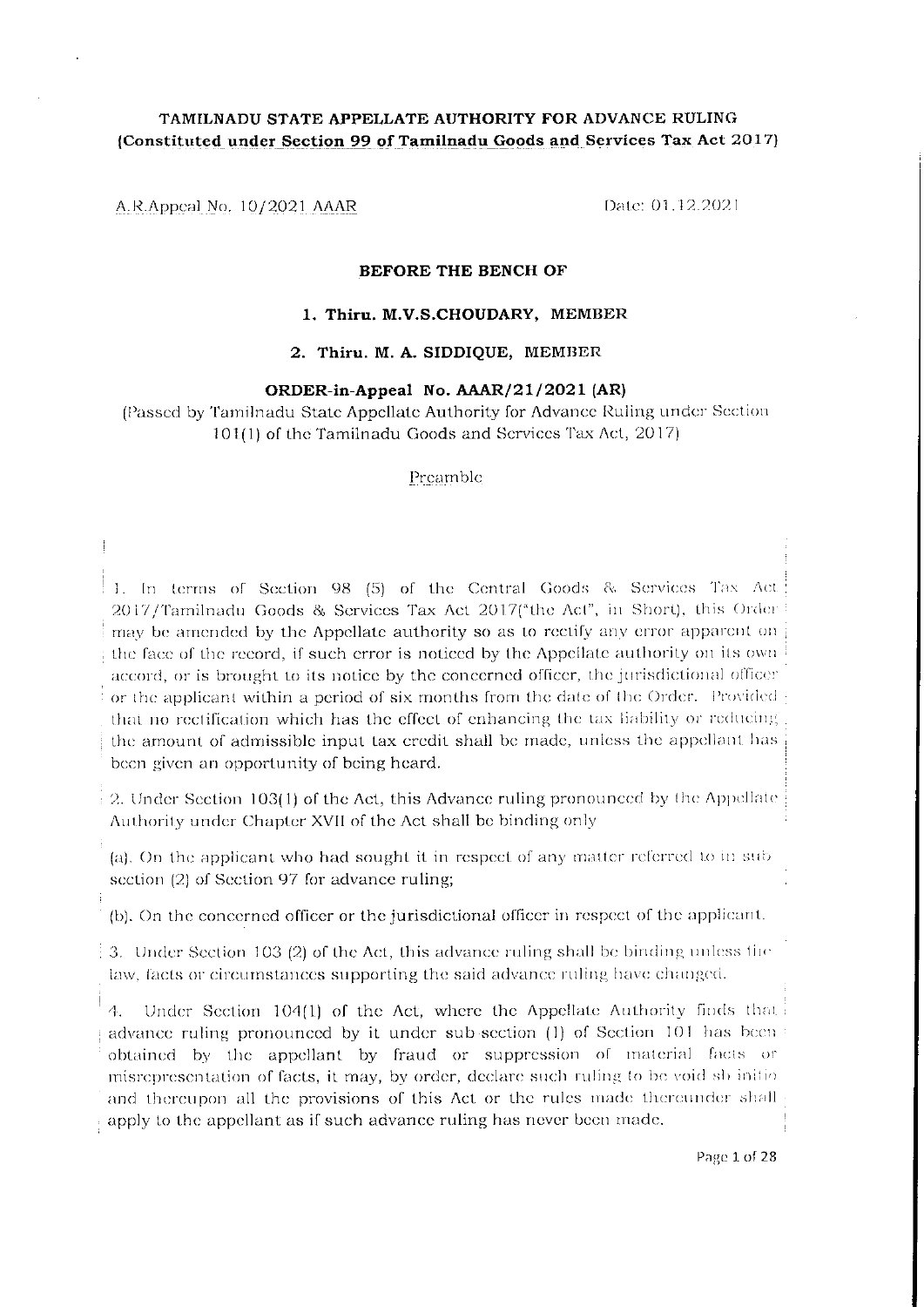**TAMILNADU STATE APPELLATE AUTHORITY FOR ADVANCE RULING**
**(Constituted under Section 99 of Tamilnadu Goods and Services Tax Act 2017)**

A.R.Appeal No. 10/2021 AAAR　　　　　　　　　　　　　　　Date: 01.12.2021

**BEFORE THE BENCH OF**

**1. Thiru. M.V.S.CHOUDARY, MEMBER**

**2. Thiru. M. A. SIDDIQUE, MEMBER**

**ORDER-in-Appeal No. AAAR/21/2021 (AR)**

(Passed by Tamilnadu State Appellate Authority for Advance Ruling under Section 101(1) of the Tamilnadu Goods and Services Tax Act, 2017)

Preamble

1. In terms of Section 98 (5) of the Central Goods & Services Tax Act 2017/Tamilnadu Goods & Services Tax Act 2017("the Act", in Short), this Order may be amended by the Appellate authority so as to rectify any error apparent on the face of the record, if such error is noticed by the Appellate authority on its own accord, or is brought to its notice by the concerned officer, the jurisdictional officer or the applicant within a period of six months from the date of the Order. Provided that no rectification which has the effect of enhancing the tax liability or reducing the amount of admissible input tax credit shall be made, unless the appellant has been given an opportunity of being heard.

2. Under Section 103(1) of the Act, this Advance ruling pronounced by the Appellate Authority under Chapter XVII of the Act shall be binding only

(a). On the applicant who had sought it in respect of any matter referred to in sub section (2) of Section 97 for advance ruling;

(b). On the concerned officer or the jurisdictional officer in respect of the applicant.

3. Under Section 103 (2) of the Act, this advance ruling shall be binding unless the law, facts or circumstances supporting the said advance ruling have changed.

4. Under Section 104(1) of the Act, where the Appellate Authority finds that advance ruling pronounced by it under sub-section (1) of Section 101 has been obtained by the appellant by fraud or suppression of material facts or misrepresentation of facts, it may, by order, declare such ruling to be void ab initio and thereupon all the provisions of this Act or the rules made thereunder shall apply to the appellant as if such advance ruling has never been made.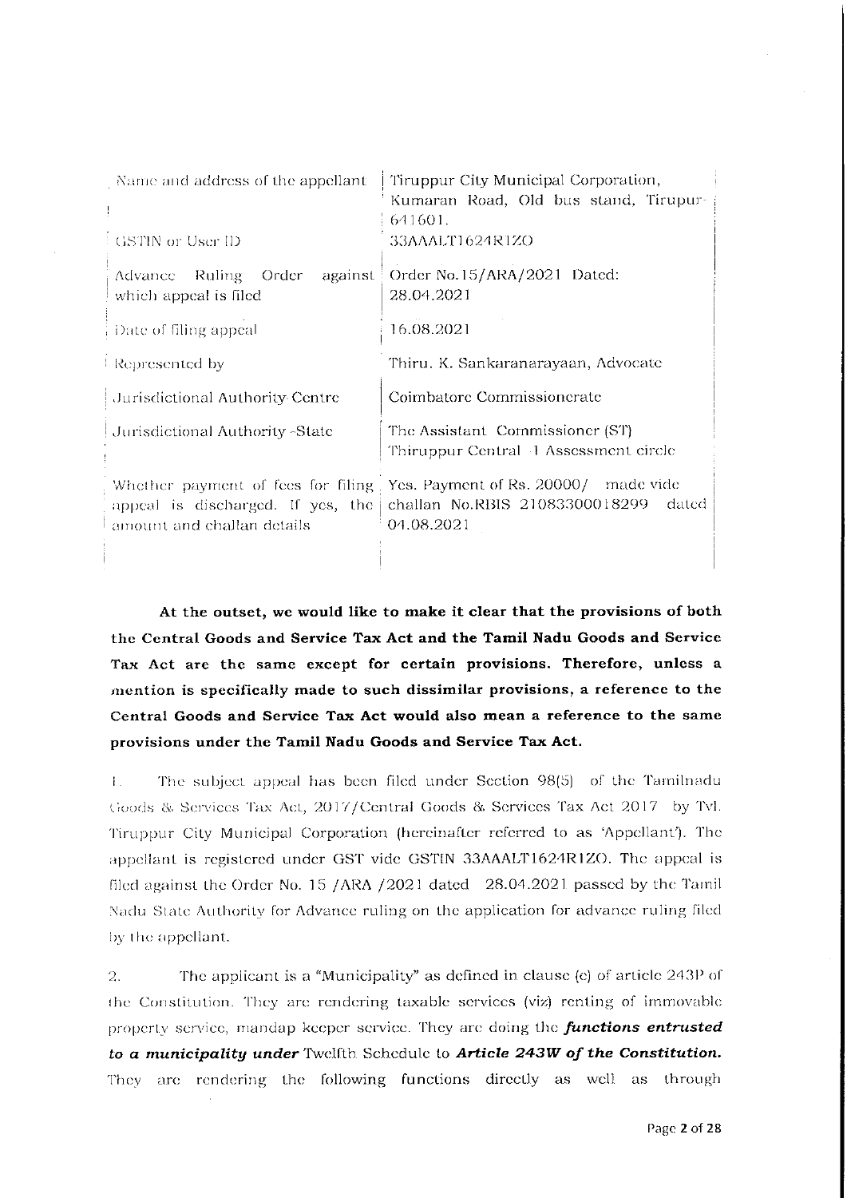| Name and address of the appellant | Tiruppur City Municipal Corporation, Kumaran Road, Old bus stand, Tirupur-641601. |
|---|---|
| GSTIN or User ID | 33AAALT1624R1ZO |
| Advance Ruling Order against which appeal is filed | Order No.15/ARA/2021 Dated: 28.04.2021 |
| Date of filing appeal | 16.08.2021 |
| Represented by | Thiru. K. Sankaranarayaan, Advocate |
| Jurisdictional Authority-Centre | Coimbatore Commissionerate |
| Jurisdictional Authority -State | The Assistant Commissioner (ST) Thiruppur Central -1 Assessment circle |
| Whether payment of fees for filing appeal is discharged. If yes, the amount and challan details | Yes. Payment of Rs. 20000/ made vide challan No.RBIS 21083300018299 dated 04.08.2021 |

**At the outset, we would like to make it clear that the provisions of both the Central Goods and Service Tax Act and the Tamil Nadu Goods and Service Tax Act are the same except for certain provisions. Therefore, unless a mention is specifically made to such dissimilar provisions, a reference to the Central Goods and Service Tax Act would also mean a reference to the same provisions under the Tamil Nadu Goods and Service Tax Act.**

1. The subject appeal has been filed under Section 98(5) of the Tamilnadu Goods & Services Tax Act, 2017/Central Goods & Services Tax Act 2017 by Tvl. Tiruppur City Municipal Corporation (hereinafter referred to as 'Appellant'). The appellant is registered under GST vide GSTIN 33AAALT1624R1ZO. The appeal is filed against the Order No. 15 /ARA /2021 dated 28.04.2021 passed by the Tamil Nadu State Authority for Advance ruling on the application for advance ruling filed by the appellant.

2. The applicant is a "Municipality" as defined in clause (e) of article 243P of the Constitution. They are rendering taxable services (viz) renting of immovable property service, mandap keeper service. They are doing the ***functions entrusted to a municipality under*** Twelfth Schedule to ***Article 243W of the Constitution.*** They are rendering the following functions directly as well as through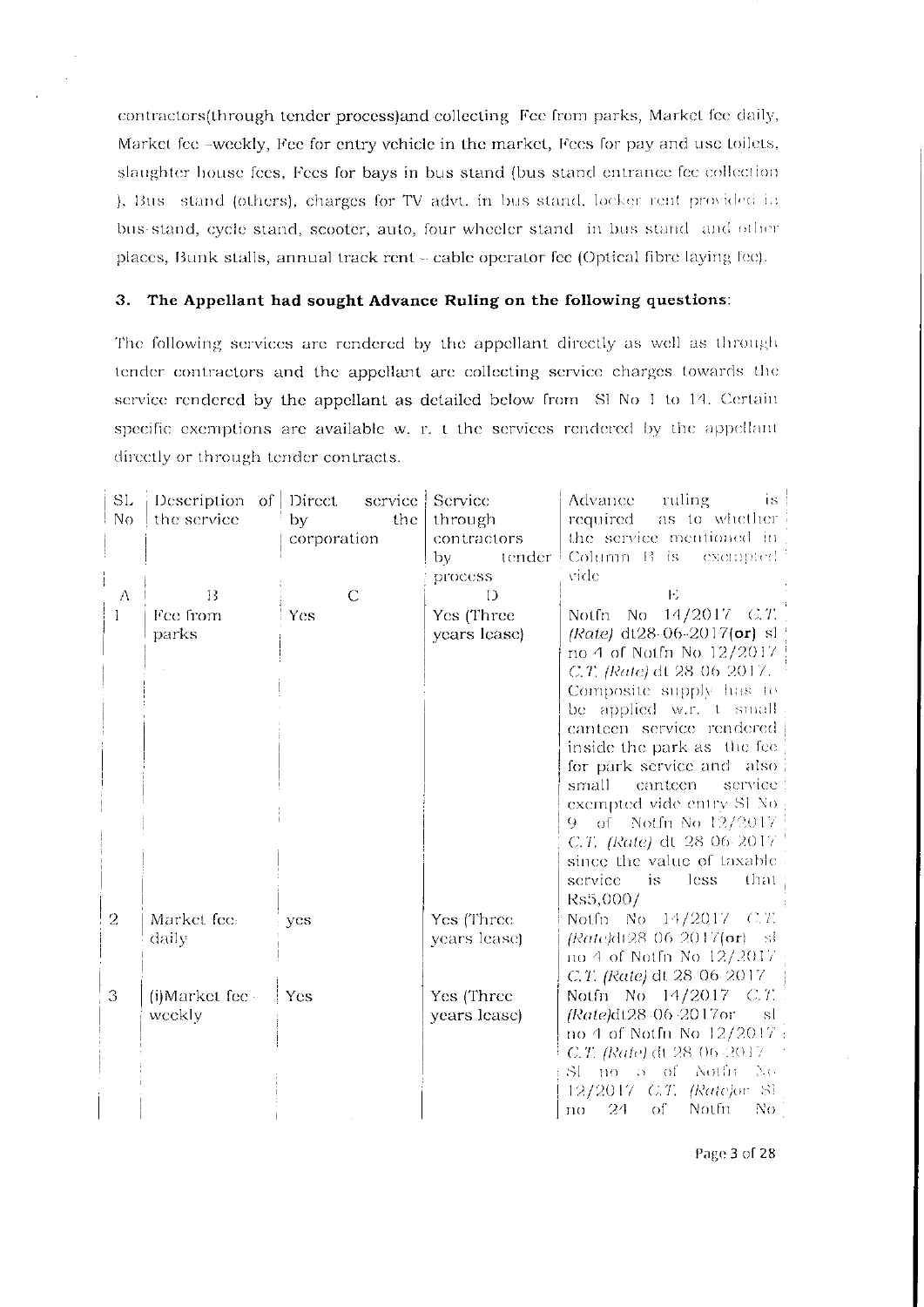contractors(through tender process)and collecting Fee from parks, Market fee daily, Market fee -weekly, Fee for entry vehicle in the market, Fees for pay and use toilets, slaughter house fees, Fees for bays in bus stand (bus stand entrance fee collection ), Bus stand (others), charges for TV advt. in bus stand, locker rent provided in bus-stand, cycle stand, scooter, auto, four wheeler stand in bus stand and other places, Bunk stalls, annual track rent – cable operator fee (Optical fibre laying fee).

### 3. The Appellant had sought Advance Ruling on the following questions:

The following services are rendered by the appellant directly as well as through tender contractors and the appellant are collecting service charges towards the service rendered by the appellant as detailed below from Sl No 1 to 14. Certain specific exemptions are available w. r. t the services rendered by the appellant directly or through tender contracts.

| SL No | Description of the service | Direct service by the corporation | Service through contractors by tender process | Advance ruling is required as to whether the service mentioned in Column B is exempted vide |
|---|---|---|---|---|
| A | B | C | D | E |
| 1 | Fee from parks | Yes | Yes (Three years lease) | Notfn No 14/2017 *C.T. (Rate)* dt28-06-2017**(or)** sl no 4 of Notfn No 12/2017 *C.T. (Rate)* dt 28-06-2017. Composite supply has to be applied w.r. t small canteen service rendered inside the park as the fee for park service and also small canteen service exempted vide entry Sl No 9 of Notfn No 12/2017 *C.T. (Rate)* dt 28-06-2017 since the value of taxable service is less that Rs5,000/ |
| 2 | Market fee-daily | yes | Yes (Three years lease) | Notfn No 14/2017 *C.T. (Rate)*dt28-06-2017**(or)** sl no 4 of Notfn No 12/2017 *C.T. (Rate)* dt 28-06-2017 |
| 3 | (i)Market fee - weekly | Yes | Yes (Three years lease) | Notfn No 14/2017 *C.T. (Rate)*dt28-06-2017or sl no 4 of Notfn No 12/2017 *C.T. (Rate)* dt 28-06-2017 Sl no 5 of Notfn No 12/2017 *C.T. (Rate)*or Sl no 24 of Notfn No |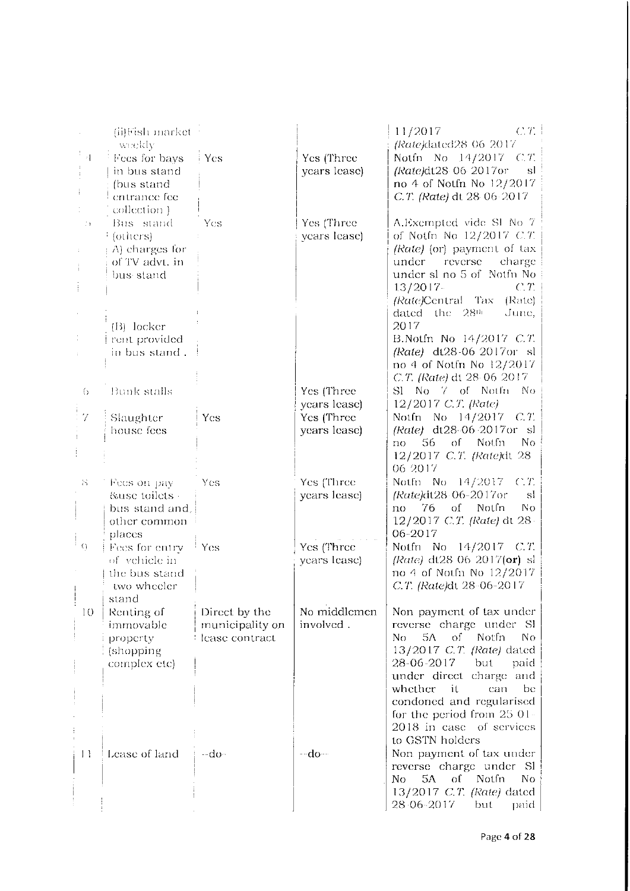| | | | | |
|---|---|---|---|---|
| | (ii)Fish market weekly | | | 11/2017 C.T. *(Rate)*dated28-06-2017 |
| 4 | Fees for bays in bus stand (bus stand entrance fee collection ) | Yes | Yes (Three years lease) | Notfn No 14/2017 C.T. *(Rate)*dt28-06-2017or sl no 4 of Notfn No 12/2017 C.T. *(Rate)* dt 28-06-2017 |
| 5 | Bus stand (others) A) charges for of TV advt. in bus stand<br><br>(B) locker rent provided in bus stand . | Yes | Yes (Three years lease) | A.Exempted vide Sl No 7 of Notfn No 12/2017 C.T. *(Rate)* (or) payment of tax under reverse charge under sl no 5 of Notfn No 13/2017- C.T. *(Rate)*Central Tax (Rate) dated the 28th June, 2017<br>B.Notfn No 14/2017 C.T. *(Rate)* dt28-06-2017or sl no 4 of Notfn No 12/2017 C.T. *(Rate)* dt 28-06-2017 |
| 6 | Bunk stalls | | Yes (Three years lease) | Sl No 7 of Notfn No 12/2017 C.T. *(Rate)* |
| 7 | Slaughter house fees | Yes | Yes (Three years lease) | Notfn No 14/2017 C.T. *(Rate)* dt28-06-2017or sl no 56 of Notfn No 12/2017 C.T. *(Rate)*dt 28-06-2017 |
| 8 | Fees on pay &use toilets - bus stand and other common places | Yes | Yes (Three years lease) | Notfn No 14/2017 C.T. *(Rate)*dt28-06-2017or sl no 76 of Notfn No 12/2017 C.T. *(Rate)* dt 28-06-2017 |
| 9 | Fees for entry of vehicle in the bus stand two wheeler stand | Yes | Yes (Three years lease) | Notfn No 14/2017 C.T. *(Rate)* dt28-06-2017(**or**) sl no 4 of Notfn No 12/2017 C.T. *(Rate)*dt 28-06-2017 |
| 10 | Renting of immovable property (shopping complex etc) | Direct by the municipality on lease contract | No middlemen involved . | Non payment of tax under reverse charge under Sl No 5A of Notfn No 13/2017 C.T. *(Rate)* dated 28-06-2017 but paid under direct charge and whether it can be condoned and regularised for the period from 25-01-2018 in case of services to GSTN holders |
| 11 | Lease of land | --do-- | --do-- | Non payment of tax under reverse charge under Sl No 5A of Notfn No 13/2017 C.T. *(Rate)* dated 28-06-2017 but paid |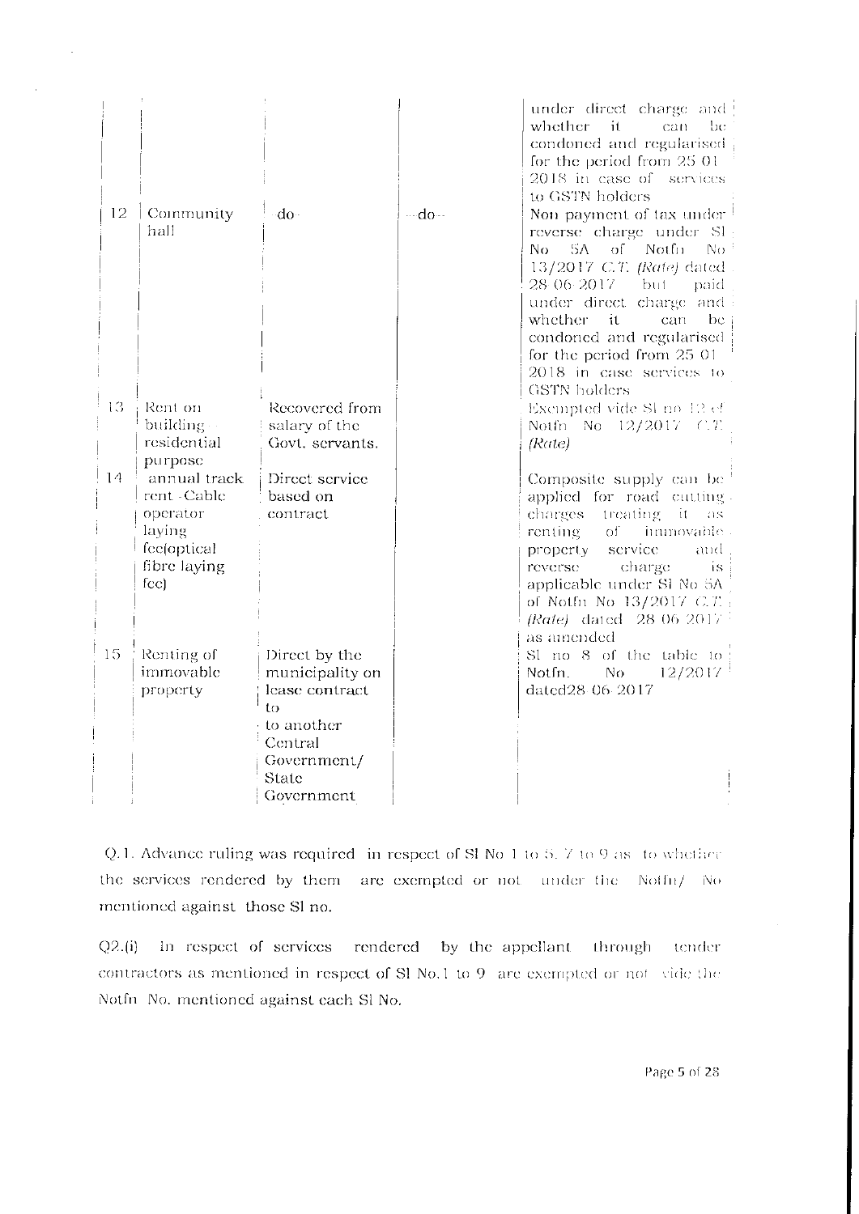| | | | | |
|---|---|---|---|---|
| | | | | under direct charge and whether it can be condoned and regularised for the period from 25 01 2018 in case of services to GSTN holders |
| 12 | Community hall | -do- | --do-- | Non payment of tax under reverse charge under Sl No 5A of Notfn No 13/2017 *C.T. (Rate)* dated 28-06-2017 but paid under direct charge and whether it can be condoned and regularised for the period from 25 01 2018 in case services to GSTN holders |
| 13 | Rent on building - residential purpose | Recovered from salary of the Govt. servants. | | Exempted vide Sl no 12 of Notfn No 12/2017 *C.T. (Rate)* |
| 14 | annual track rent -Cable operator laying fee(optical fibre laying fee) | Direct service based on contract | | Composite supply can be applied for road cutting charges treating it as renting of immovable property service and reverse charge is applicable under Sl No 5A of Notfn No 13/2017 *C.T. (Rate)* dated 28 06 2017 as amended |
| 15 | Renting of immovable property | Direct by the municipality on lease contract to to another Central Government/ State Government | | Sl no 8 of the table to Notfn. No 12/2017 dated28-06-2017 |

Q.1. Advance ruling was required in respect of Sl No 1 to 5, 7 to 9 as to whether the services rendered by them are exempted or not under the Notfn/ No mentioned against those Sl no.

Q2.(i) In respect of services rendered by the appellant through tender contractors as mentioned in respect of Sl No.1 to 9 are exempted or not vide the Notfn No. mentioned against each Sl No.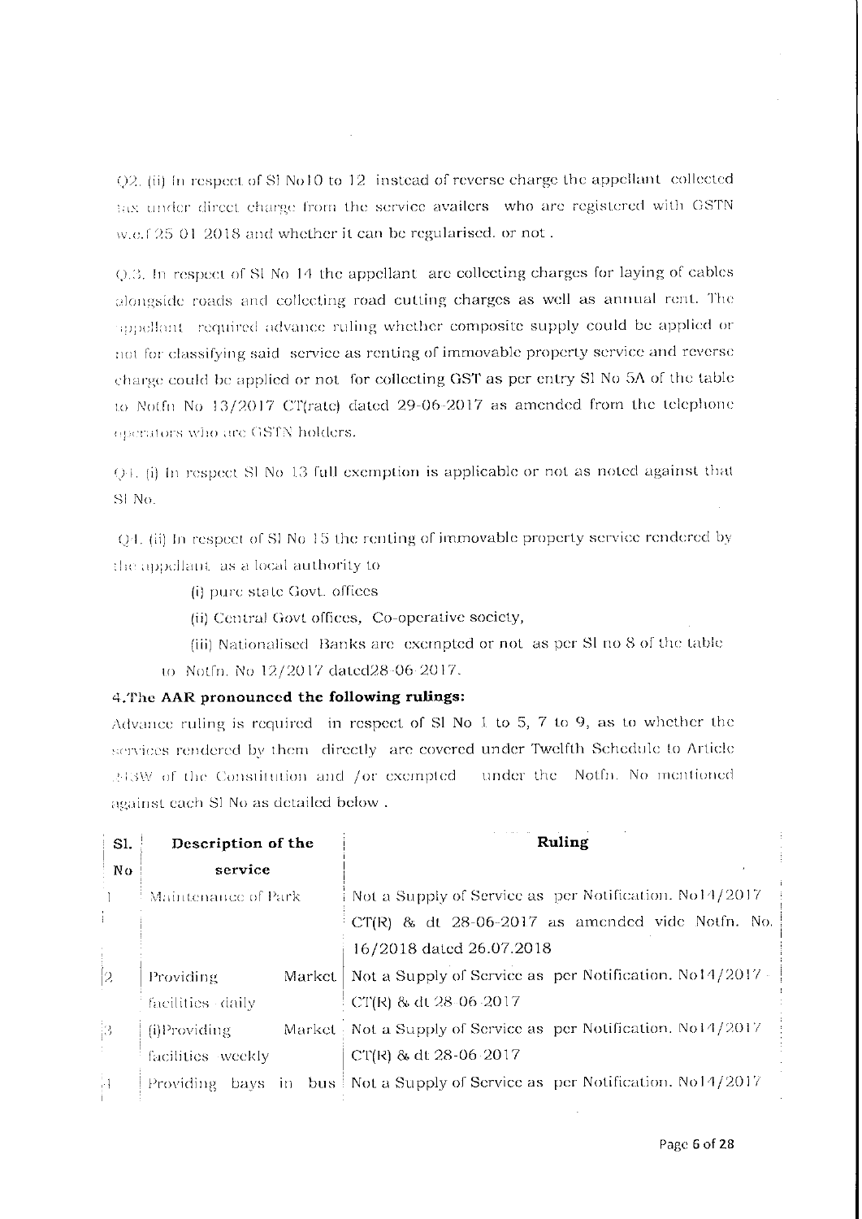Q2. (ii) In respect of Sl No10 to 12 instead of reverse charge the appellant collected tax under direct charge from the service availers who are registered with GSTN w.e.f 25-01-2018 and whether it can be regularised. or not .

Q.3. In respect of Sl No 14 the appellant are collecting charges for laying of cables alongside roads and collecting road cutting charges as well as annual rent. The appellant required advance ruling whether composite supply could be applied or not for classifying said service as renting of immovable property service and reverse charge could be applied or not for collecting GST as per entry Sl No 5A of the table to Notfn No 13/2017 CT(rate) dated 29-06-2017 as amended from the telephone operators who are GSTN holders.

Q4. (i) In respect Sl No 13 full exemption is applicable or not as noted against that Sl No.

Q4. (ii) In respect of Sl No 15 the renting of immovable property service rendered by the appellant as a local authority to

(i) pure state Govt. offices

(ii) Central Govt offices, Co-operative society,

(iii) Nationalised Banks are exempted or not as per Sl no 8 of the table to Notfn. No 12/2017 dated28-06-2017.

**4.The AAR pronounced the following rulings:**

Advance ruling is required in respect of Sl No 1 to 5, 7 to 9, as to whether the services rendered by them directly are covered under Twelfth Schedule to Article 243W of the Constitution and /or exempted under the Notfn. No mentioned against each Sl No as detailed below .

| Sl. No | Description of the service | Ruling |
|---|---|---|
| 1 | Maintenance of Park | Not a Supply of Service as per Notification. No14/2017 CT(R) & dt 28-06-2017 as amended vide Notfn. No. 16/2018 dated 26.07.2018 |
| 2 | Providing Market facilities daily | Not a Supply of Service as per Notification. No14/2017 CT(R) & dt 28-06-2017 |
| 3 | (i)Providing Market facilities weekly | Not a Supply of Service as per Notification. No14/2017 CT(R) & dt 28-06-2017 |
| 4 | Providing bays in bus | Not a Supply of Service as per Notification. No14/2017 |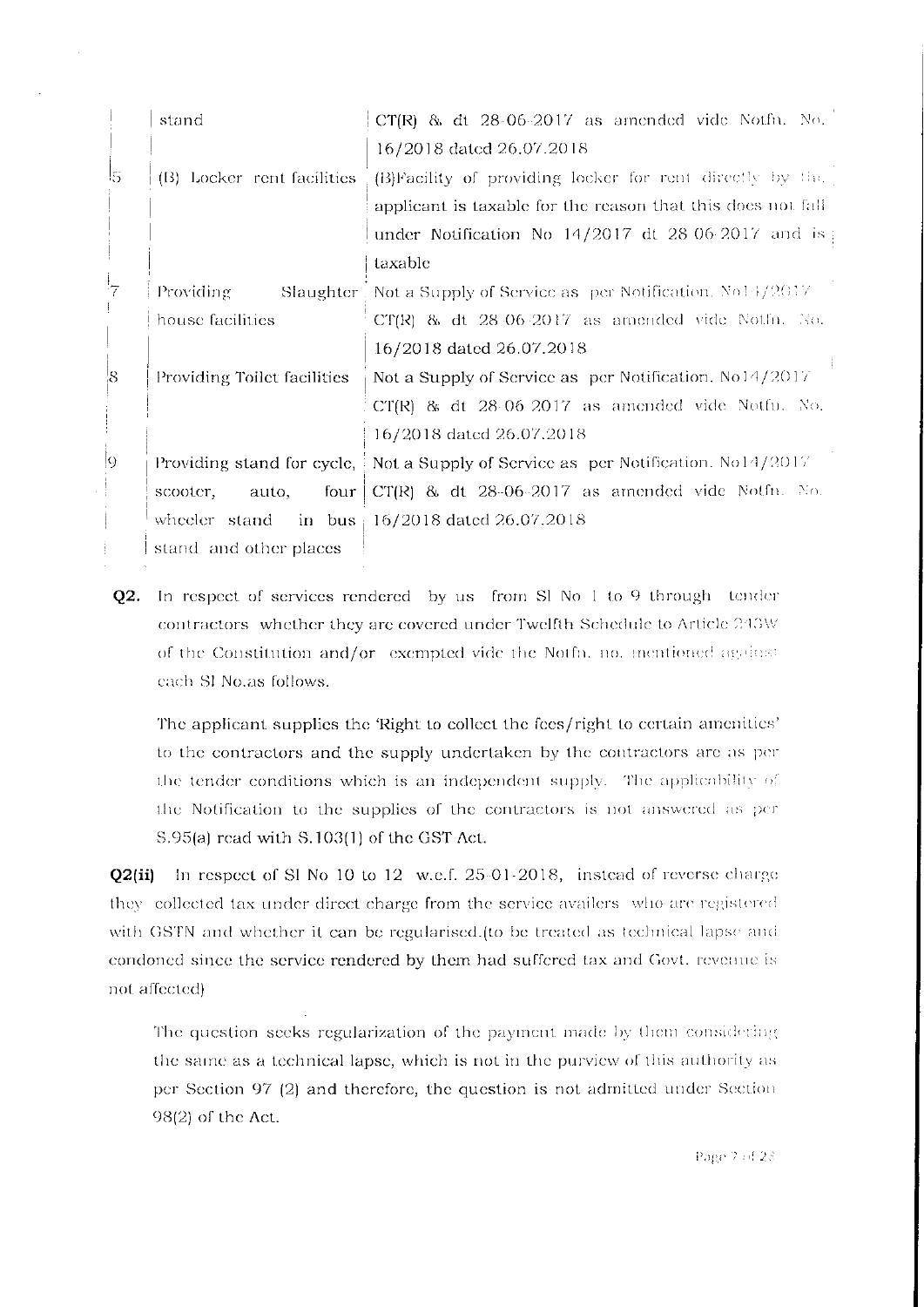|   | stand | CT(R) & dt 28-06-2017 as amended vide Notfn. No. 16/2018 dated 26.07.2018 |
|---|---|---|
| 5 | (B) Locker rent facilities | (B)Facility of providing locker for rent directly by the applicant is taxable for the reason that this does not fall under Notification No 14/2017 dt 28-06-2017 and is taxable |
| 7 | Providing Slaughter house facilities | Not a Supply of Service as per Notification. No14/2017 CT(R) & dt 28-06-2017 as amended vide Notfn. No. 16/2018 dated 26.07.2018 |
| 8 | Providing Toilet facilities | Not a Supply of Service as per Notification. No14/2017 CT(R) & dt 28-06-2017 as amended vide Notfn. No. 16/2018 dated 26.07.2018 |
| 9 | Providing stand for cycle, scooter, auto, four wheeler stand in bus stand and other places | Not a Supply of Service as per Notification. No14/2017 CT(R) & dt 28-06-2017 as amended vide Notfn. No. 16/2018 dated 26.07.2018 |

**Q2.** In respect of services rendered by us from Sl No 1 to 9 through tender contractors whether they are covered under Twelfth Schedule to Article 243W of the Constitution and/or exempted vide the Notfn. no. mentioned against each Sl No.as follows.

The applicant supplies the 'Right to collect the fees/right to certain amenities' to the contractors and the supply undertaken by the contractors are as per the tender conditions which is an independent supply. The applicability of the Notification to the supplies of the contractors is not answered as per S.95(a) read with S.103(1) of the GST Act.

**Q2(ii)** In respect of Sl No 10 to 12 w.e.f. 25-01-2018, instead of reverse charge they collected tax under direct charge from the service availers who are registered with GSTN and whether it can be regularised.(to be treated as technical lapse and condoned since the service rendered by them had suffered tax and Govt. revenue is not affected)

The question seeks regularization of the payment made by them considering the same as a technical lapse, which is not in the purview of this authority as per Section 97 (2) and therefore, the question is not admitted under Section 98(2) of the Act.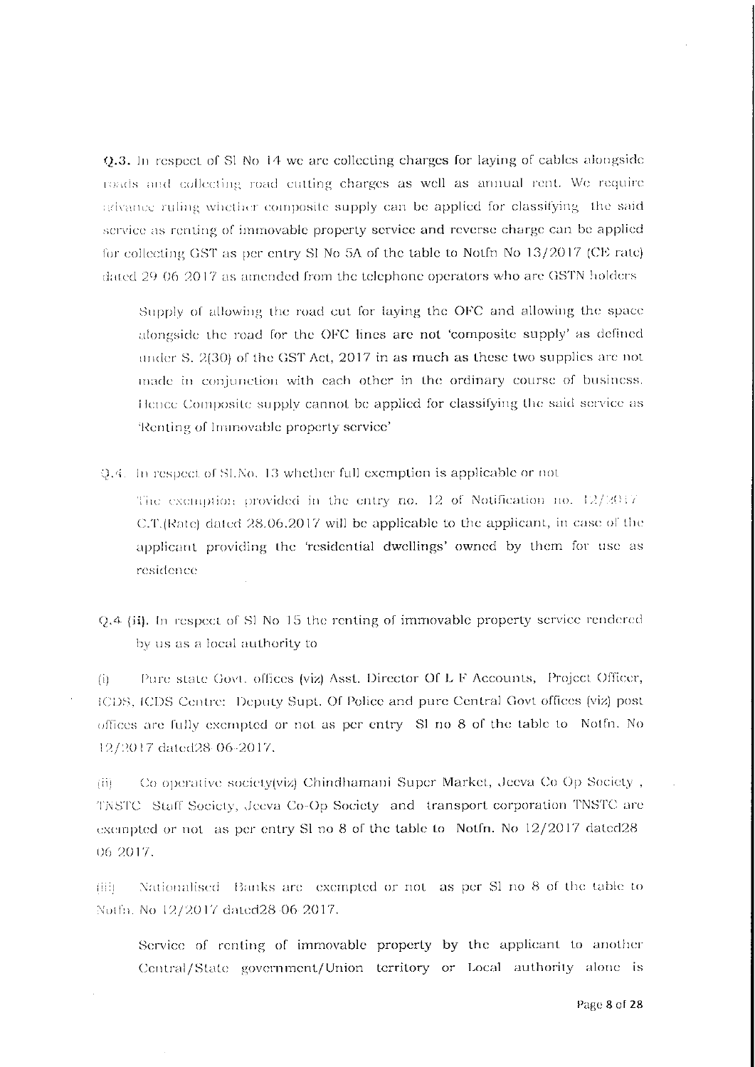**Q.3.** In respect of Sl No 14 we are collecting charges for laying of cables alongside roads and collecting road cutting charges as well as annual rent. We require advance ruling whether composite supply can be applied for classifying the said service as renting of immovable property service and reverse charge can be applied for collecting GST as per entry Sl No 5A of the table to Notfn No 13/2017 (CE rate) dated 29 06 2017 as amended from the telephone operators who are GSTN holders

> Supply of allowing the road cut for laying the OFC and allowing the space alongside the road for the OFC lines are not 'composite supply' as defined under S. 2(30) of the GST Act, 2017 in as much as these two supplies are not made in conjunction with each other in the ordinary course of business. Hence Composite supply cannot be applied for classifying the said service as 'Renting of Immovable property service'

Q.4. In respect of Sl.No. 13 whether full exemption is applicable or not

> The exemption provided in the entry no. 12 of Notification no. 12/2017 C.T.(Rate) dated 28.06.2017 will be applicable to the applicant, in case of the applicant providing the 'residential dwellings' owned by them for use as residence

Q.4 **(ii).** In respect of Sl No 15 the renting of immovable property service rendered by us as a local authority to

(i) Pure state Govt. offices (viz) Asst. Director Of L F Accounts, Project Officer, ICDS, ICDS Centre: Deputy Supt. Of Police and pure Central Govt offices (viz) post offices are fully exempted or not as per entry Sl no 8 of the table to Notfn. No 12/2017 dated28 06-2017.

(ii) Co operative society(viz) Chindhamani Super Market, Jeeva Co Op Society , TNSTC Staff Society, Jeeva Co-Op Society and transport corporation TNSTC are exempted or not as per entry Sl no 8 of the table to Notfn. No 12/2017 dated28 06 2017.

(iii) Nationalised Banks are exempted or not as per Sl no 8 of the table to Notfn. No 12/2017 dated28 06 2017.

> Service of renting of immovable property by the applicant to another Central/State government/Union territory or Local authority alone is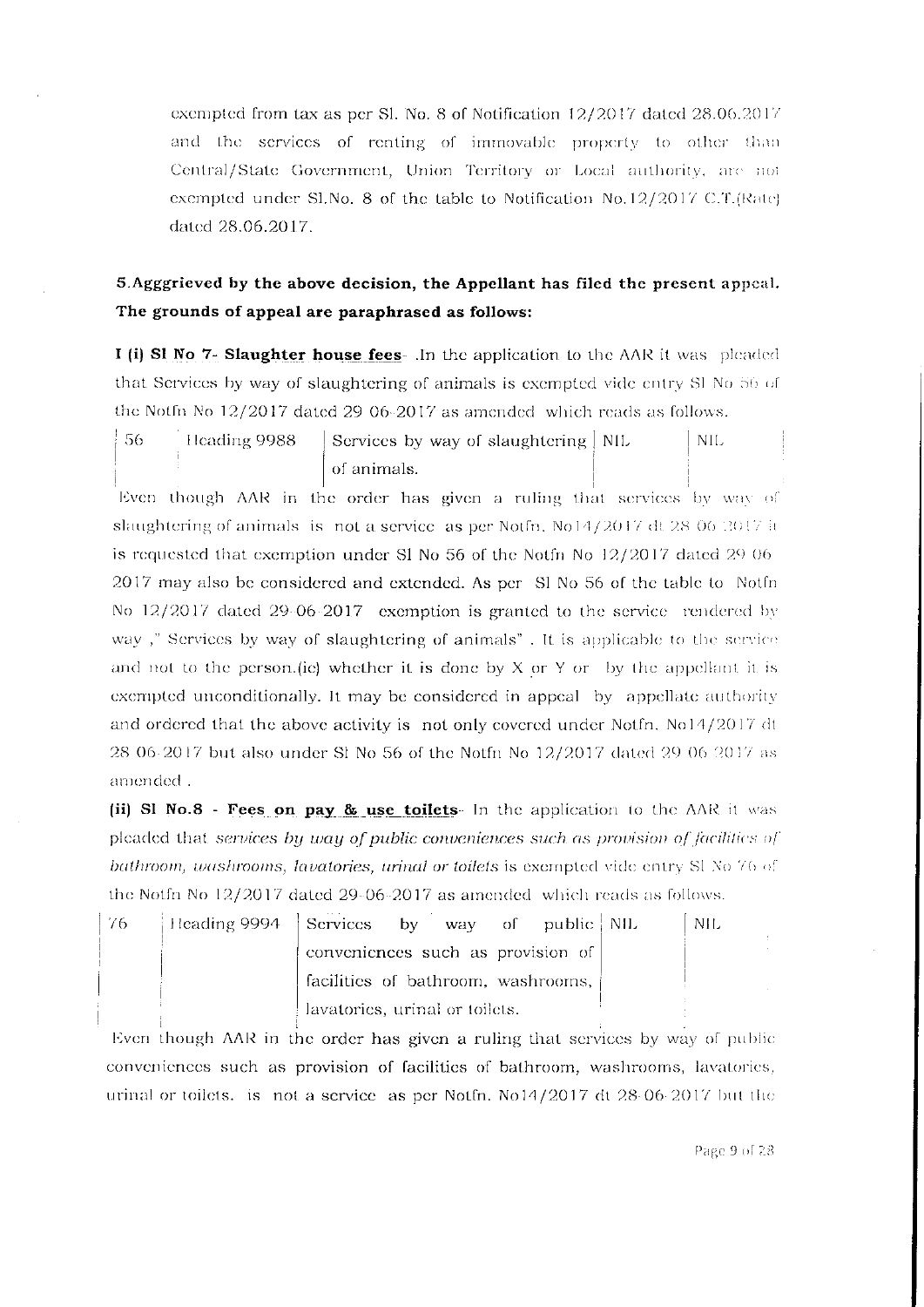exempted from tax as per Sl. No. 8 of Notification 12/2017 dated 28.06.2017 and the services of renting of immovable property to other than Central/State Government, Union Territory or Local authority, are not exempted under Sl.No. 8 of the table to Notification No.12/2017 C.T.(Rate) dated 28.06.2017.

**5.Agggrieved by the above decision, the Appellant has filed the present appeal. The grounds of appeal are paraphrased as follows:**

**I (i) Sl No 7- Slaughter house fees**- .In the application to the AAR it was pleaded that Services by way of slaughtering of animals is exempted vide entry Sl No 56 of the Notfn No 12/2017 dated 29 06-2017 as amended which reads as follows.

| 56 | Heading 9988 | Services by way of slaughtering of animals. | NIL | NIL |
|---|---|---|---|---|

Even though AAR in the order has given a ruling that services by way of slaughtering of animals is not a service as per Notfn. No14/2017 dt 28 06 2017 it is requested that exemption under Sl No 56 of the Notfn No 12/2017 dated 29 06 2017 may also be considered and extended. As per Sl No 56 of the table to Notfn No 12/2017 dated 29-06-2017 exemption is granted to the service rendered by way ," Services by way of slaughtering of animals" . It is applicable to the service and not to the person.(ie) whether it is done by X or Y or by the appellant it is exempted unconditionally. It may be considered in appeal by appellate authority and ordered that the above activity is not only covered under Notfn. No14/2017 dt 28 06-2017 but also under Sl No 56 of the Notfn No 12/2017 dated 29 06 2017 as amended .

**(ii) Sl No.8 - Fees on pay & use toilets**- In the application to the AAR it was pleaded that *services by way of public conveniences such as provision of facilities of bathroom, washrooms, lavatories, urinal or toilets* is exempted vide entry Sl No 76 of the Notfn No 12/2017 dated 29-06-2017 as amended which reads as follows.

| 76 | Heading 9994 | Services by way of public conveniences such as provision of facilities of bathroom, washrooms, lavatories, urinal or toilets. | NIL | NIL |
|---|---|---|---|---|

Even though AAR in the order has given a ruling that services by way of public conveniences such as provision of facilities of bathroom, washrooms, lavatories, urinal or toilets. is not a service as per Notfn. No14/2017 dt 28-06-2017 but the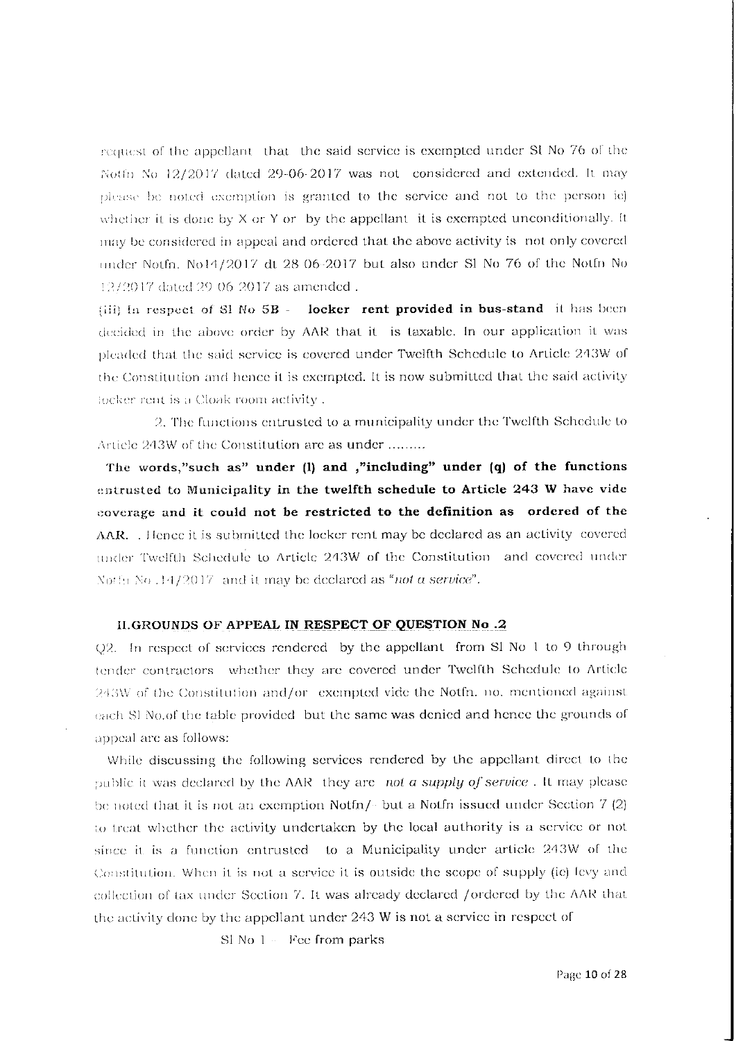request of the appellant that the said service is exempted under Sl No 76 of the Notfn No 12/2017 dated 29-06-2017 was not considered and extended. It may please be noted exemption is granted to the service and not to the person ie) whether it is done by X or Y or by the appellant it is exempted unconditionally. It may be considered in appeal and ordered that the above activity is not only covered under Notfn. No14/2017 dt 28 06 2017 but also under Sl No 76 of the Notfn No 12/2017 dated 29 06 2017 as amended .

(iii) In respect of **Sl No 5B - locker rent provided in bus-stand** it has been decided in the above order by AAR that it is taxable. In our application it was pleaded that the said service is covered under Twelfth Schedule to Article 243W of the Constitution and hence it is exempted. It is now submitted that the said activity locker rent is a Cloak room activity .

2. The functions entrusted to a municipality under the Twelfth Schedule to Article 243W of the Constitution are as under .........

**The words,"such as" under (l) and ,"including" under (q) of the functions entrusted to Municipality in the twelfth schedule to Article 243 W have vide coverage and it could not be restricted to the definition as ordered of the AAR.** . Hence it is submitted the locker rent may be declared as an activity covered under Twelfth Schedule to Article 243W of the Constitution and covered under Notfn No .14/2017 and it may be declared as "*not a service*".

## II.GROUNDS OF APPEAL IN RESPECT OF QUESTION No .2

Q2. In respect of services rendered by the appellant from Sl No 1 to 9 through tender contractors whether they are covered under Twelfth Schedule to Article 243W of the Constitution and/or exempted vide the Notfn. no. mentioned against each Sl No.of the table provided but the same was denied and hence the grounds of appeal are as follows:

While discussing the following services rendered by the appellant direct to the public it was declared by the AAR they are *not a supply of service* . It may please be noted that it is not an exemption Notfn/ but a Notfn issued under Section 7 (2) to treat whether the activity undertaken by the local authority is a service or not since it is a function entrusted to a Municipality under article 243W of the Constitution. When it is not a service it is outside the scope of supply (ie) levy and collection of tax under Section 7. It was already declared /ordered by the AAR that the activity done by the appellant under 243 W is not a service in respect of

Sl No 1 – Fee from parks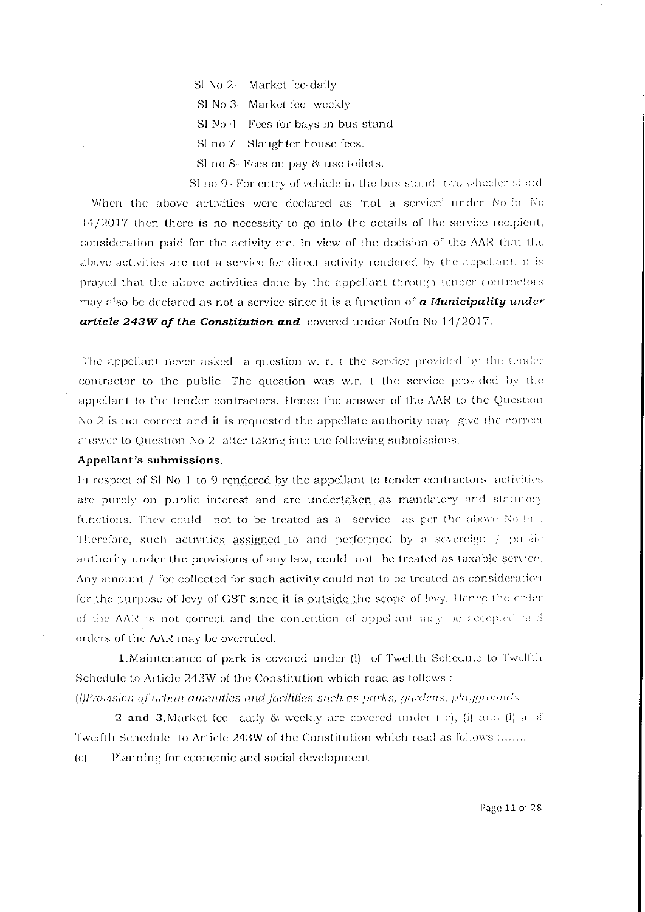Sl No 2- Market fee-daily

Sl No 3 Market fee - weekly

Sl No 4- Fees for bays in bus stand

Sl no 7- Slaughter house fees.

Sl no 8- Fees on pay & use toilets.

Sl no 9- For entry of vehicle in the bus stand two wheeler stand

When the above activities were declared as 'not a service' under Notfn No 14/2017 then there is no necessity to go into the details of the service recipient, consideration paid for the activity etc. In view of the decision of the AAR that the above activities are not a service for direct activity rendered by the appellant, it is prayed that the above activities done by the appellant through tender contractors may also be declared as not a service since it is a function of ***a Municipality under article 243W of the Constitution and*** covered under Notfn No 14/2017.

The appellant never asked a question w. r. t the service provided by the tender contractor to the public. The question was w.r. t the service provided by the appellant to the tender contractors. Hence the answer of the AAR to the Question No 2 is not correct and it is requested the appellate authority may give the correct answer to Question No 2 after taking into the following submissions.

**Appellant's submissions.**

In respect of Sl No 1 to 9 rendered by the appellant to tender contractors activities are purely on public interest and are undertaken as mandatory and statutory functions. They could not to be treated as a service as per the above Notfn . Therefore, such activities assigned to and performed by a sovereign / public authority under the provisions of any law, could not be treated as taxable service. Any amount / fee collected for such activity could not to be treated as consideration for the purpose of levy of GST since it is outside the scope of levy. Hence the order of the AAR is not correct and the contention of appellant may be accepted and orders of the AAR may be overruled.

**1.** Maintenance of park is covered under (l) of Twelfth Schedule to Twelfth Schedule to Article 243W of the Constitution which read as follows :

*(l)Provision of urban amenities and facilities such as parks, gardens, playgrounds.*

**2 and 3.** Market fee daily & weekly are covered under ( c), (i) and (l) a of Twelfth Schedule to Article 243W of the Constitution which read as follows :.......

(c) Planning for economic and social development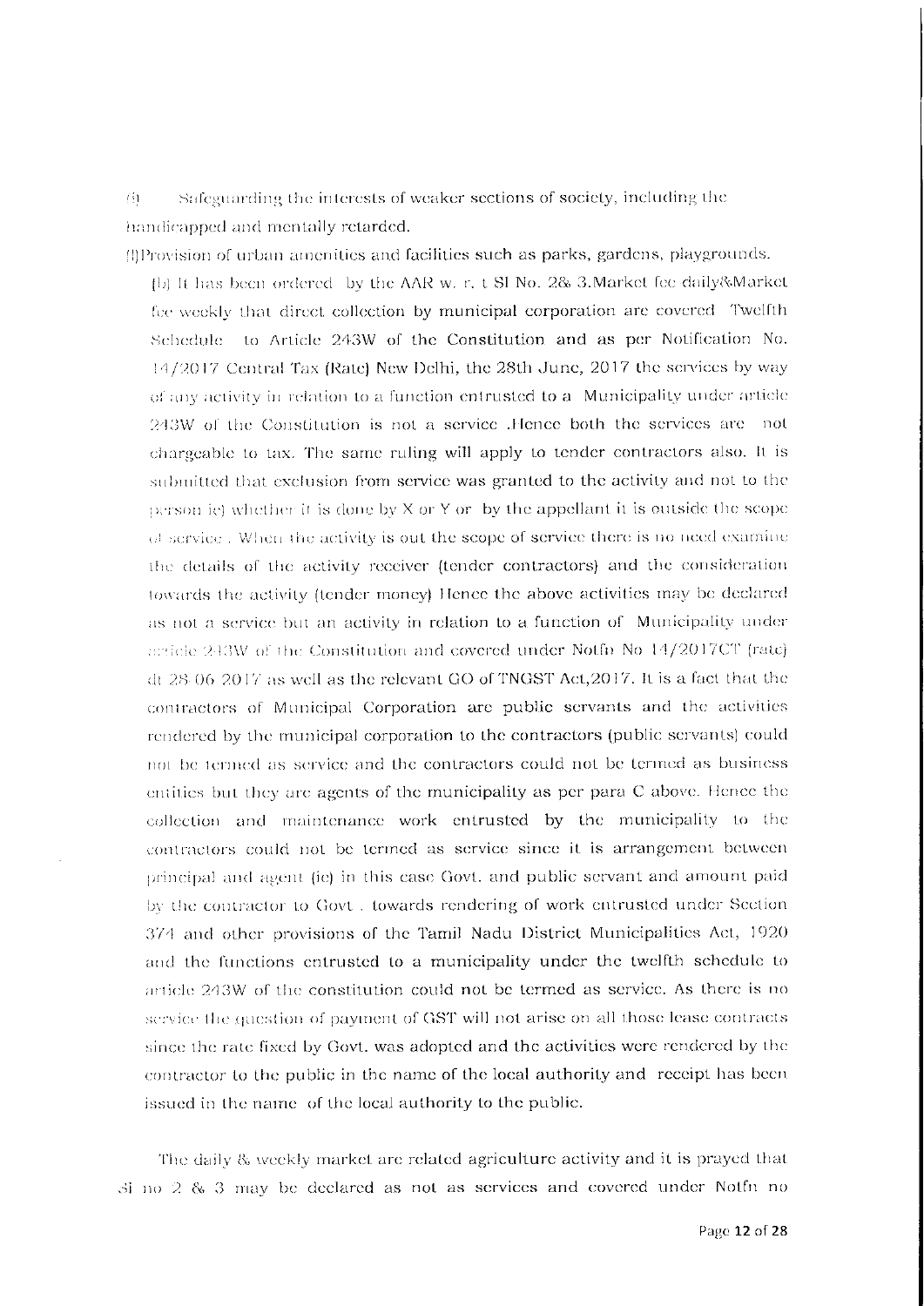(i) Safeguarding the interests of weaker sections of society, including the handicapped and mentally retarded.

(l)Provision of urban amenities and facilities such as parks, gardens, playgrounds.

(b) It has been ordered by the AAR w. r. t Sl No. 2& 3.Market fee daily&Market fee weekly that direct collection by municipal corporation are covered Twelfth Schedule to Article 243W of the Constitution and as per Notification No. 14/2017 Central Tax (Rate) New Delhi, the 28th June, 2017 the services by way of any activity in relation to a function entrusted to a Municipality under article 243W of the Constitution is not a service .Hence both the services are not chargeable to tax. The same ruling will apply to tender contractors also. It is submitted that exclusion from service was granted to the activity and not to the person ie) whether it is done by X or Y or by the appellant it is outside the scope of service . When the activity is out the scope of service there is no need examine the details of the activity receiver (tender contractors) and the consideration towards the activity (tender money) Hence the above activities may be declared as not a service but an activity in relation to a function of Municipality under article 243W of the Constitution and covered under Notfn No 14/2017CT (rate) dt 28-06-2017 as well as the relevant GO of TNGST Act,2017. It is a fact that the contractors of Municipal Corporation are public servants and the activities rendered by the municipal corporation to the contractors (public servants) could not be termed as service and the contractors could not be termed as business entities but they are agents of the municipality as per para C above. Hence the collection and maintenance work entrusted by the municipality to the contractors could not be termed as service since it is arrangement between principal and agent (ie) in this case Govt. and public servant and amount paid by the contractor to Govt . towards rendering of work entrusted under Section 374 and other provisions of the Tamil Nadu District Municipalities Act, 1920 and the functions entrusted to a municipality under the twelfth schedule to article 243W of the constitution could not be termed as service. As there is no service the question of payment of GST will not arise on all those lease contracts since the rate fixed by Govt. was adopted and the activities were rendered by the contractor to the public in the name of the local authority and receipt has been issued in the name of the local authority to the public.

The daily & weekly market are related agriculture activity and it is prayed that Sl no 2 & 3 may be declared as not as services and covered under Notfn no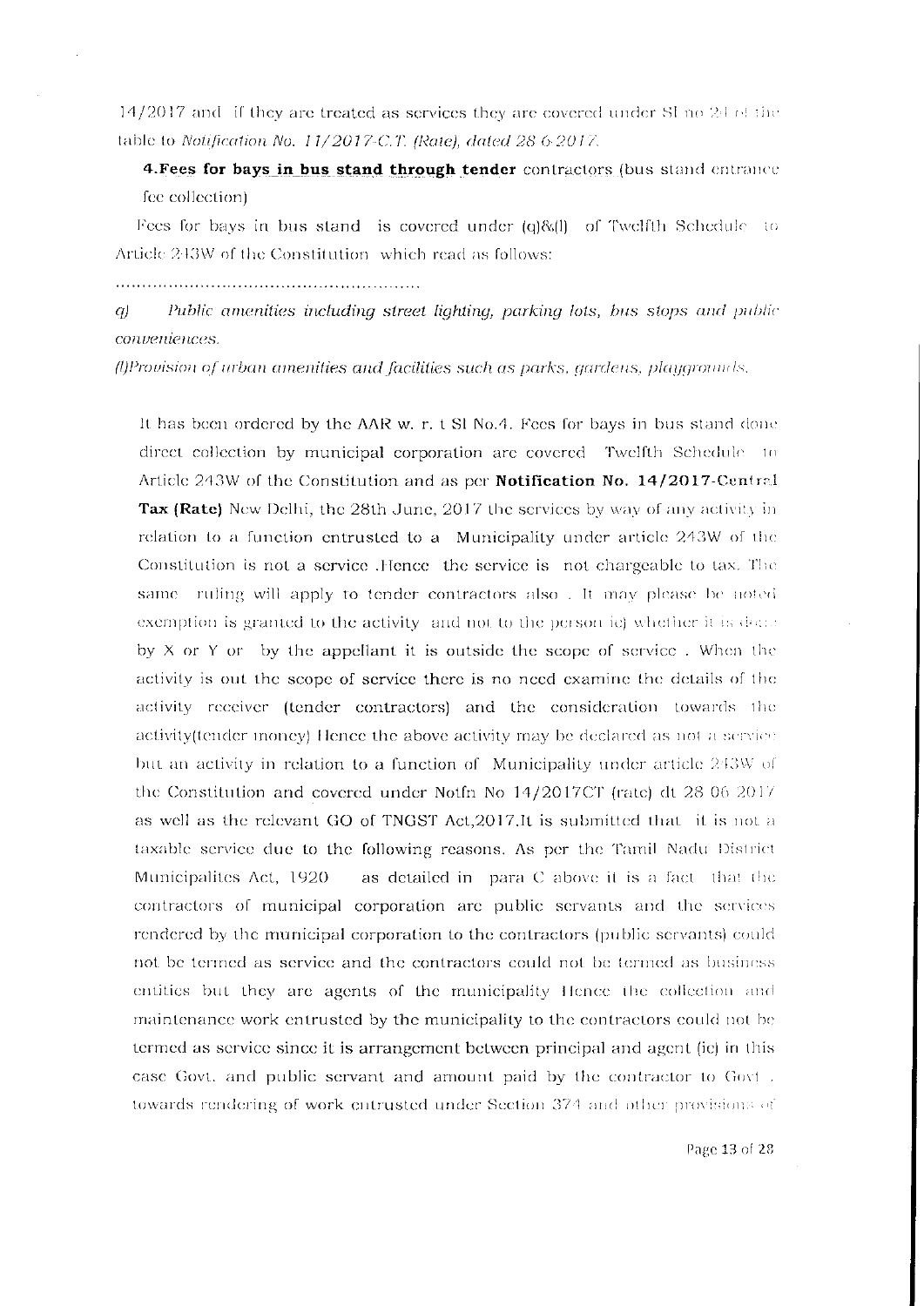14/2017 and if they are treated as services they are covered under Sl no 24 of the table to *Notification No. 11/2017-C.T. (Rate), dated 28-6-2017.*

**4.Fees for bays in bus stand through tender** contractors (bus stand entrance fee collection)

Fees for bays in bus stand is covered under (q)&(l) of Twelfth Schedule to Article 243W of the Constitution which read as follows:

.........................................................

*q) Public amenities including street lighting, parking lots, bus stops and public conveniences.*

*(l)Provision of urban amenities and facilities such as parks, gardens, playgrounds.*

It has been ordered by the AAR w. r. t Sl No.4. Fees for bays in bus stand done direct collection by municipal corporation are covered Twelfth Schedule to Article 243W of the Constitution and as per **Notification No. 14/2017-Central Tax (Rate)** New Delhi, the 28th June, 2017 the services by way of any activity in relation to a function entrusted to a Municipality under article 243W of the Constitution is not a service .Hence the service is not chargeable to tax. The same ruling will apply to tender contractors also . It may please be noted exemption is granted to the activity and not to the person ie) whether it is done by X or Y or by the appellant it is outside the scope of service . When the activity is out the scope of service there is no need examine the details of the activity receiver (tender contractors) and the consideration towards the activity(tender money) Hence the above activity may be declared as not a service but an activity in relation to a function of Municipality under article 243W of the Constitution and covered under Notfn No 14/2017CT (rate) dt 28 06 2017 as well as the relevant GO of TNGST Act,2017.It is submitted that it is not a taxable service due to the following reasons. As per the Tamil Nadu District Municipalites Act, 1920 as detailed in para C above it is a fact that the contractors of municipal corporation are public servants and the services rendered by the municipal corporation to the contractors (public servants) could not be termed as service and the contractors could not be termed as business entities but they are agents of the municipality Hence the collection and maintenance work entrusted by the municipality to the contractors could not be termed as service since it is arrangement between principal and agent (ie) in this case Govt. and public servant and amount paid by the contractor to Govt . towards rendering of work entrusted under Section 374 and other provisions of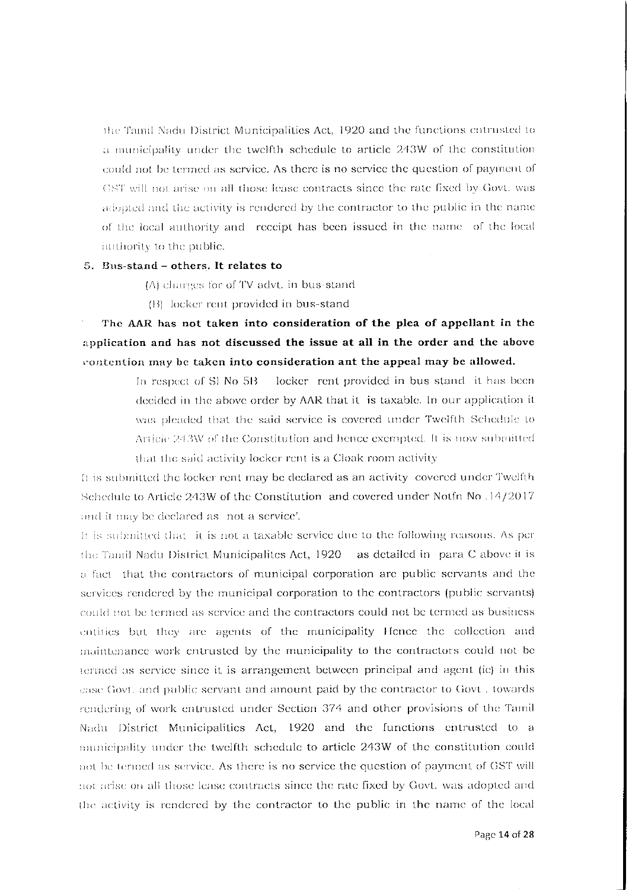the Tamil Nadu District Municipalities Act, 1920 and the functions entrusted to a municipality under the twelfth schedule to article 243W of the constitution could not be termed as service. As there is no service the question of payment of GST will not arise on all those lease contracts since the rate fixed by Govt. was adopted and the activity is rendered by the contractor to the public in the name of the local authority and receipt has been issued in the name of the local authority to the public.

5. **Bus-stand – others. It relates to**

   (A) charges for of TV advt. in bus-stand

   (B) locker rent provided in bus-stand

**The AAR has not taken into consideration of the plea of appellant in the application and has not discussed the issue at all in the order and the above contention may be taken into consideration ant the appeal may be allowed.**

In respect of Sl No 5B locker rent provided in bus stand it has been decided in the above order by AAR that it is taxable. In our application it was pleaded that the said service is covered under Twelfth Schedule to Article 243W of the Constitution and hence exempted. It is now submitted that the said activity locker rent is a Cloak room activity

It is submitted the locker rent may be declared as an activity covered under Twelfth Schedule to Article 243W of the Constitution and covered under Notfn No .14/2017 and it may be declared as not a service'.

It is submitted that it is not a taxable service due to the following reasons. As per the Tamil Nadu District Municipalites Act, 1920 as detailed in para C above it is a fact that the contractors of municipal corporation are public servants and the services rendered by the municipal corporation to the contractors (public servants) could not be termed as service and the contractors could not be termed as business entities but they are agents of the municipality Hence the collection and maintenance work entrusted by the municipality to the contractors could not be termed as service since it is arrangement between principal and agent (ie) in this case Govt. and public servant and amount paid by the contractor to Govt . towards rendering of work entrusted under Section 374 and other provisions of the Tamil Nadu District Municipalities Act, 1920 and the functions entrusted to a municipality under the twelfth schedule to article 243W of the constitution could not be termed as service. As there is no service the question of payment of GST will not arise on all those lease contracts since the rate fixed by Govt. was adopted and the activity is rendered by the contractor to the public in the name of the local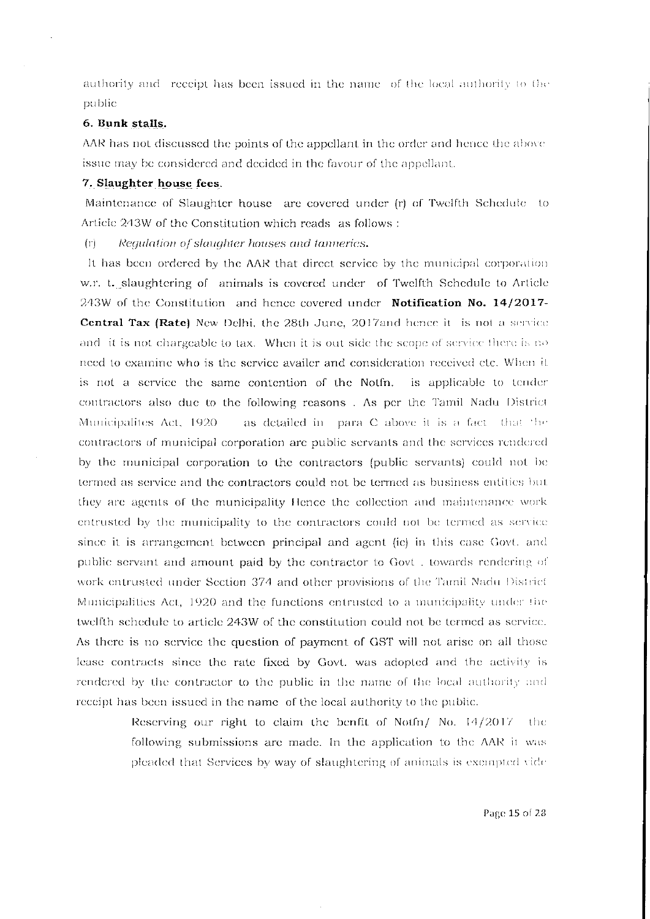authority and receipt has been issued in the name of the local authority to the public

**6. Bunk stalls.**

AAR has not discussed the points of the appellant in the order and hence the above issue may be considered and decided in the favour of the appellant.

**7. Slaughter house fees.**

Maintenance of Slaughter house are covered under (r) of Twelfth Schedule to Article 243W of the Constitution which reads as follows :

(r) *Regulation of slaughter houses and tanneries.*

It has been ordered by the AAR that direct service by the municipal corporation w.r. t. slaughtering of animals is covered under of Twelfth Schedule to Article 243W of the Constitution and hence covered under **Notification No. 14/2017-Central Tax (Rate)** New Delhi, the 28th June, 2017and hence it is not a service and it is not chargeable to tax. When it is out side the scope of service there is no need to examine who is the service availer and consideration received etc. When it is not a service the same contention of the Notfn. is applicable to tender contractors also due to the following reasons . As per the Tamil Nadu District Municipalites Act, 1920 as detailed in para C above it is a fact that the contractors of municipal corporation are public servants and the services rendered by the municipal corporation to the contractors (public servants) could not be termed as service and the contractors could not be termed as business entities but they are agents of the municipality Hence the collection and maintenance work entrusted by the municipality to the contractors could not be termed as service since it is arrangement between principal and agent (ie) in this case Govt. and public servant and amount paid by the contractor to Govt . towards rendering of work entrusted under Section 374 and other provisions of the Tamil Nadu District Municipalities Act, 1920 and the functions entrusted to a municipality under the twelfth schedule to article 243W of the constitution could not be termed as service. As there is no service the question of payment of GST will not arise on all those lease contracts since the rate fixed by Govt. was adopted and the activity is rendered by the contractor to the public in the name of the local authority and receipt has been issued in the name of the local authority to the public.

Reserving our right to claim the benfit of Notfn/ No. 14/2017 the following submissions are made. In the application to the AAR it was pleaded that Services by way of slaughtering of animals is exempted vide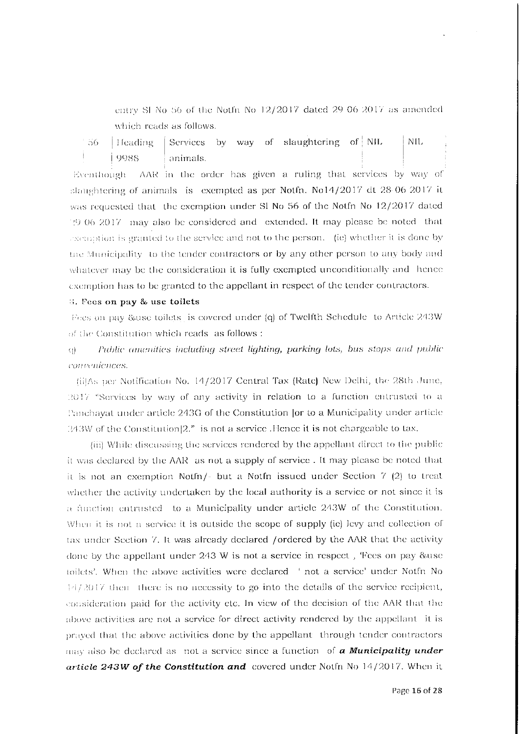entry Sl No 56 of the Notfn No 12/2017 dated 29 06 2017 as amended which reads as follows.

| 56 | Heading 9988 | Services by way of slaughtering of animals. | NIL | NIL |
|---|---|---|---|---|

Eventhough AAR in the order has given a ruling that services by way of slaughtering of animals is exempted as per Notfn. No14/2017 dt 28 06 2017 it was requested that the exemption under Sl No 56 of the Notfn No 12/2017 dated 29 06 2017 may also be considered and extended. It may please be noted that exemption is granted to the service and not to the person. (ie) whether it is done by the Municipality to the tender contractors or by any other person to any body and whatever may be the consideration it is fully exempted unconditionally and hence exemption has to be granted to the appellant in respect of the tender contractors.

**5. Fees on pay & use toilets**

Fees on pay &use toilets is covered under (q) of Twelfth Schedule to Article 243W of the Constitution which reads as follows :

q) *Public amenities including street lighting, parking lots, bus stops and public conveniences.*

(ii)As per Notification No. 14/2017 Central Tax (Rate) New Delhi, the 28th June, 2017 "Services by way of any activity in relation to a function entrusted to a Panchayat under article 243G of the Constitution [or to a Municipality under article 243W of the Constitution]2." is not a service .Hence it is not chargeable to tax.

(iii) While discussing the services rendered by the appellant direct to the public it was declared by the AAR as not a supply of service . It may please be noted that it is not an exemption Notfn/- but a Notfn issued under Section 7 (2) to treat whether the activity undertaken by the local authority is a service or not since it is a function entrusted to a Municipality under article 243W of the Constitution. When it is not a service it is outside the scope of supply (ie) levy and collection of tax under Section 7. It was already declared /ordered by the AAR that the activity done by the appellant under 243 W is not a service in respect , 'Fees on pay &use toilets'. When the above activities were declared ' not a service' under Notfn No 14/2017 then there is no necessity to go into the details of the service recipient, consideration paid for the activity etc. In view of the decision of the AAR that the above activities are not a service for direct activity rendered by the appellant it is prayed that the above activities done by the appellant through tender contractors may also be declared as not a service since a function of ***a Municipality under article 243W of the Constitution and*** covered under Notfn No 14/2017. When it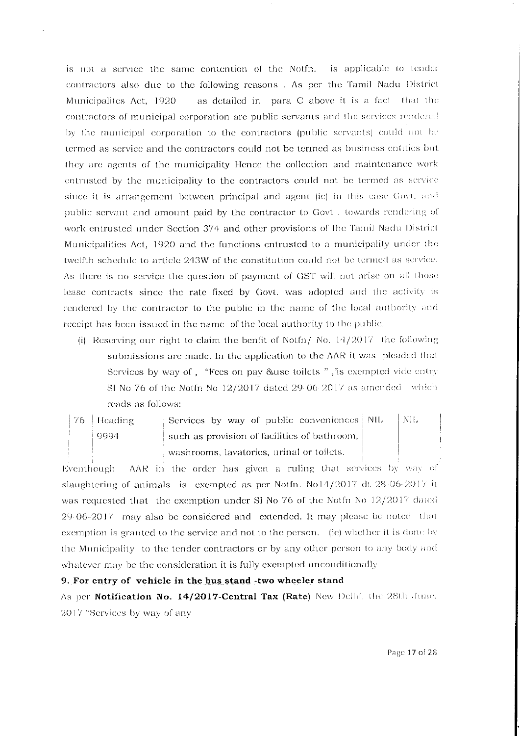is not a service the same contention of the Notfn. is applicable to tender contractors also due to the following reasons . As per the Tamil Nadu District Municipalites Act, 1920 as detailed in para C above it is a fact that the contractors of municipal corporation are public servants and the services rendered by the municipal corporation to the contractors (public servants) could not be termed as service and the contractors could not be termed as business entities but they are agents of the municipality Hence the collection and maintenance work entrusted by the municipality to the contractors could not be termed as service since it is arrangement between principal and agent (ie) in this case Govt. and public servant and amount paid by the contractor to Govt . towards rendering of work entrusted under Section 374 and other provisions of the Tamil Nadu District Municipalities Act, 1920 and the functions entrusted to a municipality under the twelfth schedule to article 243W of the constitution could not be termed as service. As there is no service the question of payment of GST will not arise on all those lease contracts since the rate fixed by Govt. was adopted and the activity is rendered by the contractor to the public in the name of the local authority and receipt has been issued in the name of the local authority to the public.

(i) Reserving our right to claim the benfit of Notfn/ No. 14/2017 the following submissions are made. In the application to the AAR it was pleaded that Services by way of , "Fees on pay &use toilets " ,'is exempted vide entry Sl No 76 of the Notfn No 12/2017 dated 29-06-2017 as amended which reads as follows:

| 76 | Heading 9994 | Services by way of public conveniences such as provision of facilities of bathroom, washrooms, lavatories, urinal or toilets. | NIL | NIL |
|---|---|---|---|---|

Eventhough AAR in the order has given a ruling that services by way of slaughtering of animals is exempted as per Notfn. No14/2017 dt 28-06-2017 it was requested that the exemption under Sl No 76 of the Notfn No 12/2017 dated 29-06-2017 may also be considered and extended. It may please be noted that exemption is granted to the service and not to the person. (ie) whether it is done by the Municipality to the tender contractors or by any other person to any body and whatever may be the consideration it is fully exempted unconditionally

**9. For entry of vehicle in the bus stand -two wheeler stand**

As per **Notification No. 14/2017-Central Tax (Rate)** New Delhi, the 28th June, 2017 "Services by way of any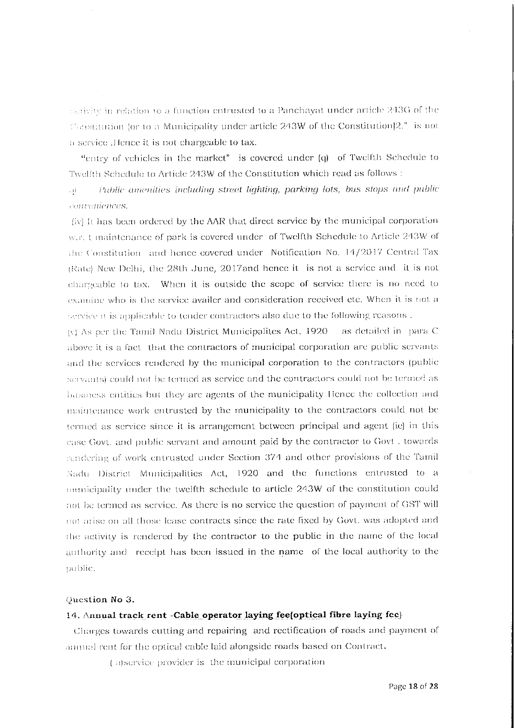activity in relation to a function entrusted to a Panchayat under article 243G of the Constitution [or to a Municipality under article 243W of the Constitution]2." is not a service .Hence it is not chargeable to tax.

"entry of vehicles in the market" is covered under (q) of Twelfth Schedule to Twelfth Schedule to Article 243W of the Constitution which read as follows :

q) *Public amenities including street lighting, parking lots, bus stops and public conveniences.*

(iv) It has been ordered by the AAR that direct service by the municipal corporation w.r. t maintenance of park is covered under of Twelfth Schedule to Article 243W of the Constitution and hence covered under Notification No. 14/2017 Central Tax (Rate) New Delhi, the 28th June, 2017and hence it is not a service and it is not chargeable to tax. When it is outside the scope of service there is no need to examine who is the service availer and consideration received etc. When it is not a service it is applicable to tender contractors also due to the following reasons .

(v) As per the Tamil Nadu District Municipalites Act, 1920 as detailed in para C above it is a fact that the contractors of municipal corporation are public servants and the services rendered by the municipal corporation to the contractors (public servants) could not be termed as service and the contractors could not be termed as business entities but they are agents of the municipality Hence the collection and maintenance work entrusted by the municipality to the contractors could not be termed as service since it is arrangement between principal and agent (ie) in this case Govt. and public servant and amount paid by the contractor to Govt . towards rendering of work entrusted under Section 374 and other provisions of the Tamil Nadu District Municipalities Act, 1920 and the functions entrusted to a municipality under the twelfth schedule to article 243W of the constitution could not be termed as service. As there is no service the question of payment of GST will not arise on all those lease contracts since the rate fixed by Govt. was adopted and the activity is rendered by the contractor to the public in the name of the local authority and receipt has been issued in the name of the local authority to the public.

**Question No 3.**

**14. Annual track rent -Cable operator laying fee(optical fibre laying fee)**

Charges towards cutting and repairing and rectification of roads and payment of annual rent for the optical cable laid alongside roads based on Contract.

( a)service provider is the municipal corporation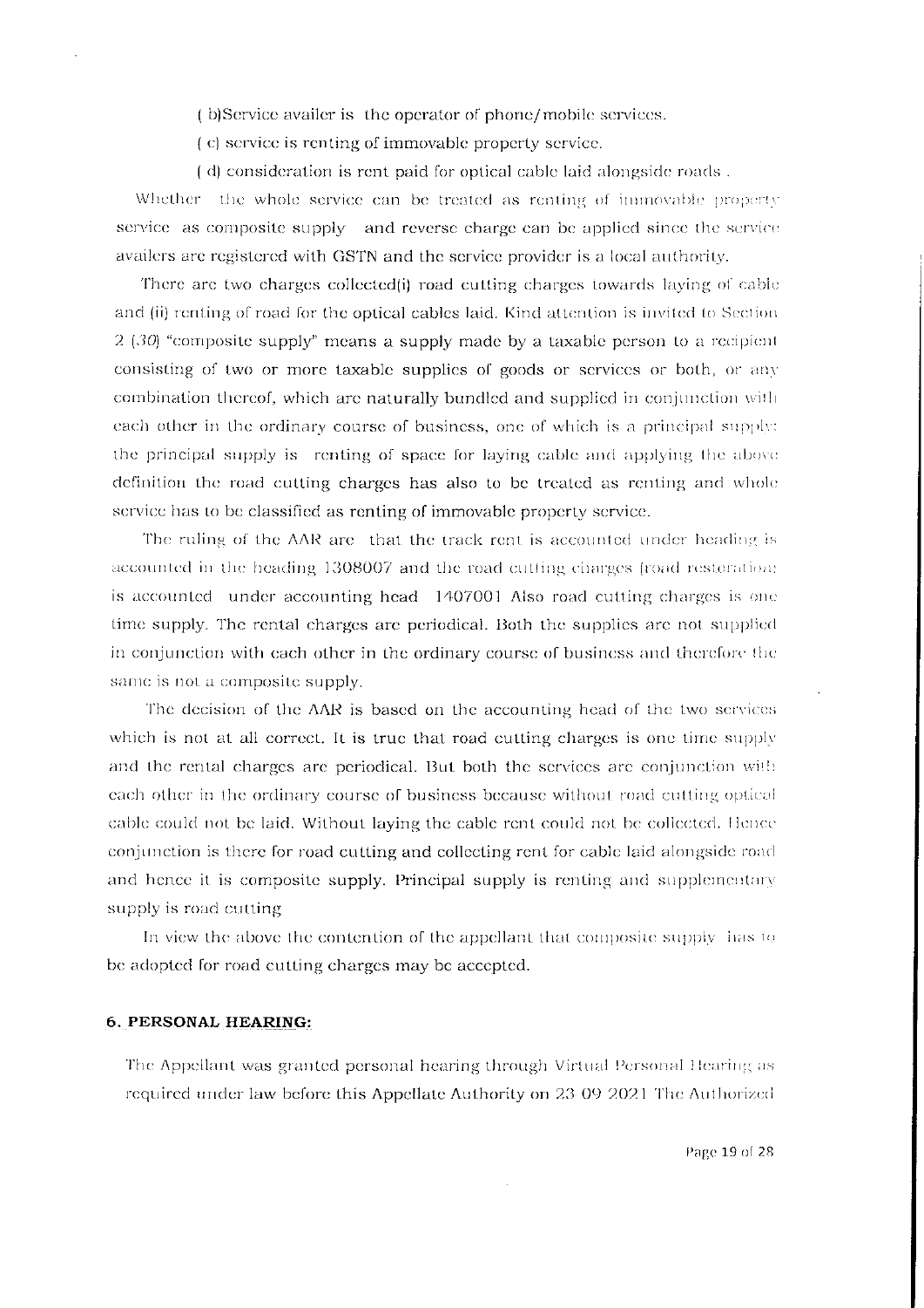( b)Service availer is the operator of phone/mobile services.

( c) service is renting of immovable property service.

( d) consideration is rent paid for optical cable laid alongside roads .

Whether the whole service can be treated as renting of immovable property service as composite supply and reverse charge can be applied since the service availers are registered with GSTN and the service provider is a local authority.

There are two charges collected(i) road cutting charges towards laying of cable and (ii) renting of road for the optical cables laid. Kind attention is invited to Section 2 (30) "composite supply" means a supply made by a taxable person to a recipient consisting of two or more taxable supplies of goods or services or both, or any combination thereof, which are naturally bundled and supplied in conjunction with each other in the ordinary course of business, one of which is a principal supply: the principal supply is renting of space for laying cable and applying the above definition the road cutting charges has also to be treated as renting and whole service has to be classified as renting of immovable property service.

The ruling of the AAR are that the track rent is accounted under heading is accounted in the heading 1308007 and the road cutting charges (road restoration) is accounted under accounting head 1407001 Also road cutting charges is one time supply. The rental charges are periodical. Both the supplies are not supplied in conjunction with each other in the ordinary course of business and therefore the same is not a composite supply.

The decision of the AAR is based on the accounting head of the two services which is not at all correct. It is true that road cutting charges is one time supply and the rental charges are periodical. But both the services are conjunction with each other in the ordinary course of business because without road cutting optical cable could not be laid. Without laying the cable rent could not be collected. Hence conjunction is there for road cutting and collecting rent for cable laid alongside road and hence it is composite supply. Principal supply is renting and supplementary supply is road cutting

In view the above the contention of the appellant that composite supply has to be adopted for road cutting charges may be accepted.

## 6. PERSONAL HEARING:

The Appellant was granted personal hearing through Virtual Personal Hearing as required under law before this Appellate Authority on 23-09-2021 The Authorized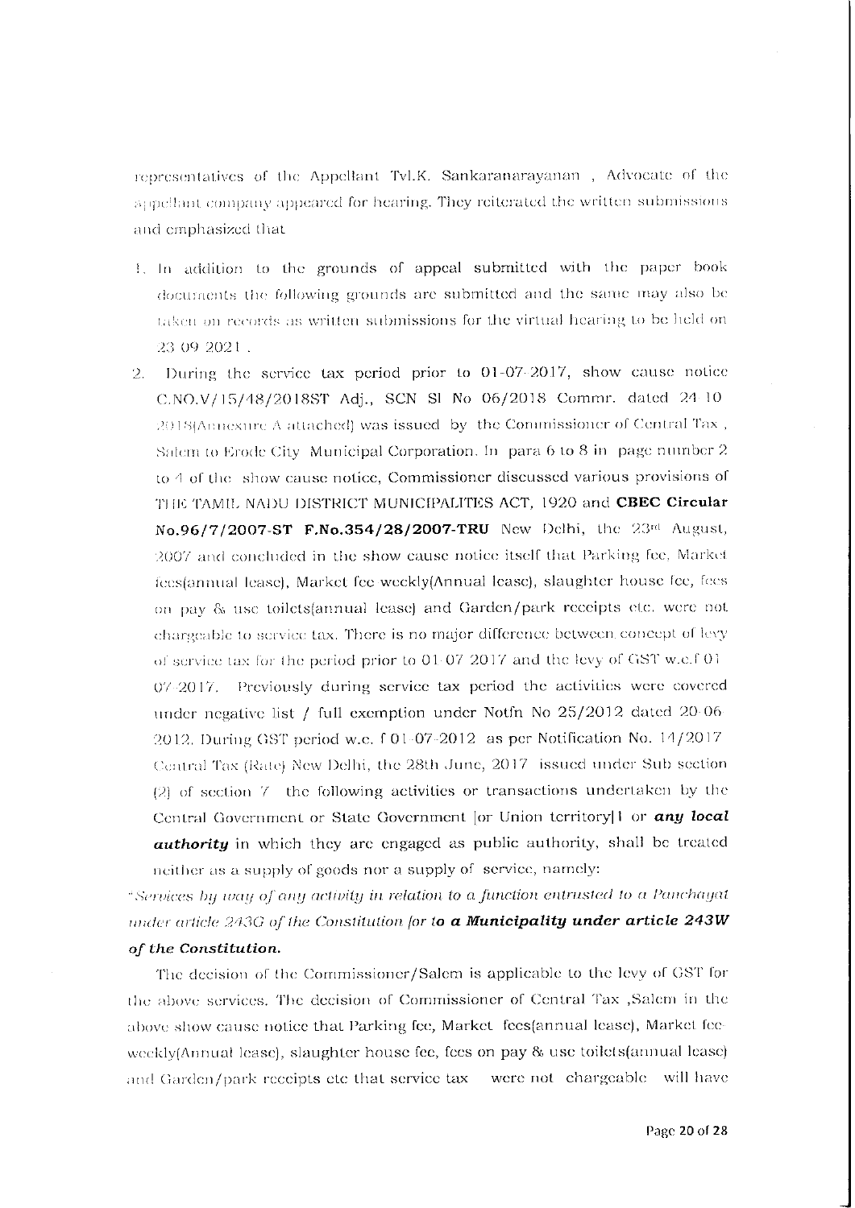representatives of the Appellant Tvl.K. Sankaranarayanan , Advocate of the appellant company appeared for hearing. They reiterated the written submissions and emphasized that

1. In addition to the grounds of appeal submitted with the paper book documents the following grounds are submitted and the same may also be taken on records as written submissions for the virtual hearing to be held on 23 09 2021 .
2. During the service tax period prior to 01-07-2017, show cause notice C.NO.V/15/48/2018ST Adj., SCN Sl No 06/2018 Commr. dated 24 10 2018(Annexure A attached) was issued by the Commissioner of Central Tax , Salem to Erode City Municipal Corporation. In para 6 to 8 in page number 2 to 4 of the show cause notice, Commissioner discussed various provisions of THE TAMIL NADU DISTRICT MUNICIPALITES ACT, 1920 and **CBEC Circular No.96/7/2007-ST F.No.354/28/2007-TRU** New Delhi, the 23rd August, 2007 and concluded in the show cause notice itself that Parking fee, Market fees(annual lease), Market fee weekly(Annual lease), slaughter house fee, fees on pay & use toilets(annual lease) and Garden/park receipts etc. were not chargeable to service tax. There is no major difference between concept of levy of service tax for the period prior to 01-07 2017 and the levy of GST w.e.f 01 07-2017. Previously during service tax period the activities were covered under negative list / full exemption under Notfn No 25/2012 dated 20-06 2012. During GST period w.e. f 01-07-2012 as per Notification No. 14/2017 Central Tax (Rate) New Delhi, the 28th June, 2017 issued under Sub section (2) of section 7 the following activities or transactions undertaken by the Central Government or State Government [or Union territory] I or ***any local authority*** in which they are engaged as public authority, shall be treated neither as a supply of goods nor a supply of service, namely:

"*Services by way of any activity in relation to a function entrusted to a Panchayat under article 243G of the Constitution [or to* ***a Municipality under article 243W of the Constitution.***

The decision of the Commissioner/Salem is applicable to the levy of GST for the above services. The decision of Commissioner of Central Tax ,Salem in the above show cause notice that Parking fee, Market fees(annual lease), Market fee-weekly(Annual lease), slaughter house fee, fees on pay & use toilets(annual lease) and Garden/park receipts etc that service tax were not chargeable will have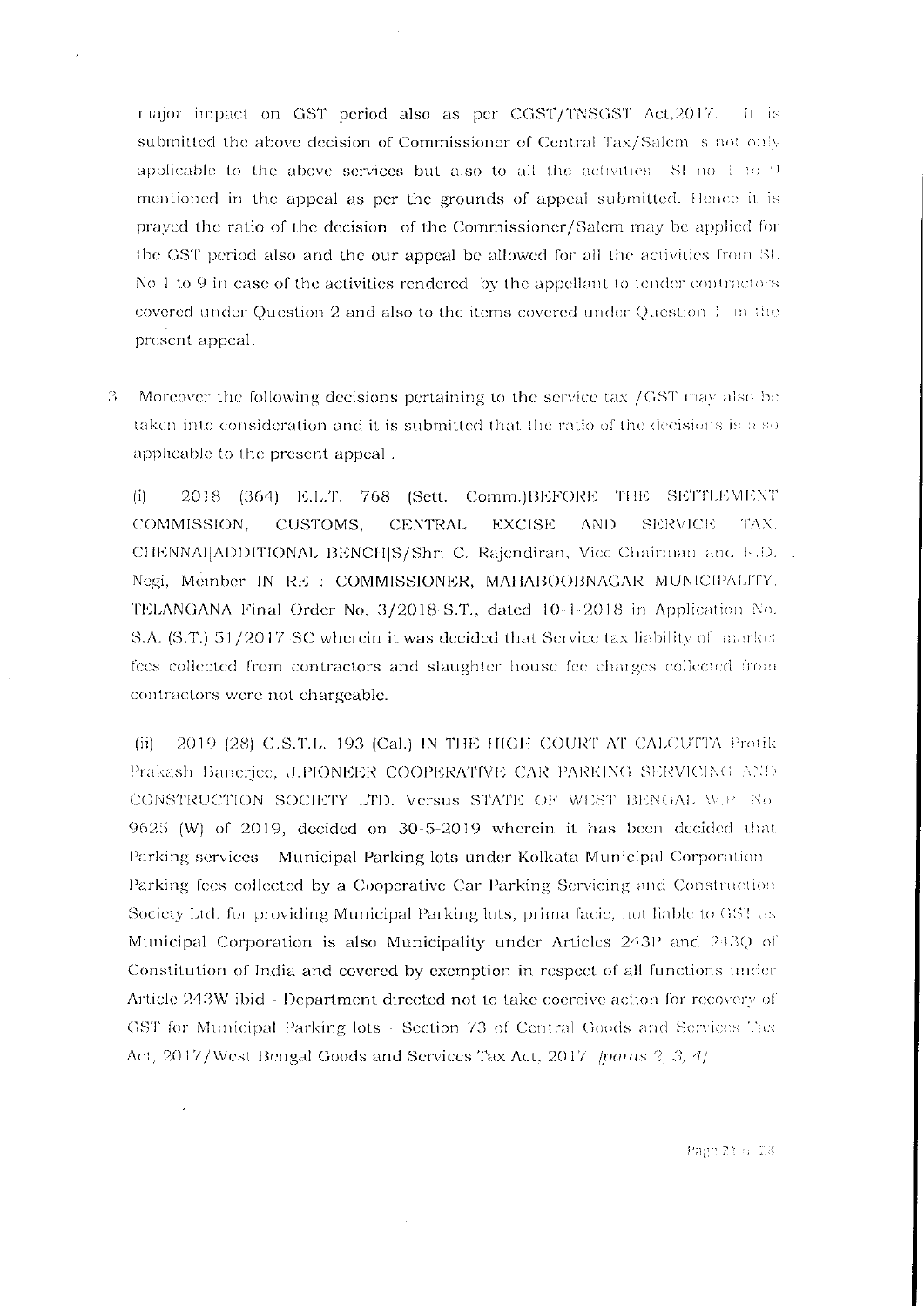major impact on GST period also as per CGST/TNSGST Act,2017. It is submitted the above decision of Commissioner of Central Tax/Salem is not only applicable to the above services but also to all the activities Sl no 1 to 9 mentioned in the appeal as per the grounds of appeal submitted. Hence it is prayed the ratio of the decision of the Commissioner/Salem may be applied for the GST period also and the our appeal be allowed for all the activities from SL No 1 to 9 in case of the activities rendered by the appellant to tender contractors covered under Question 2 and also to the items covered under Question 1 in the present appeal.

3. Moreover the following decisions pertaining to the service tax /GST may also be taken into consideration and it is submitted that the ratio of the decisions is also applicable to the present appeal .

(i) 2018 (364) E.L.T. 768 (Sett. Comm.)BEFORE THE SETTLEMENT COMMISSION, CUSTOMS, CENTRAL EXCISE AND SERVICE TAX, CHENNAI|ADDITIONAL BENCH|S/Shri C. Rajendiran, Vice Chairman and R.D. Negi, Member IN RE : COMMISSIONER, MAHABOOBNAGAR MUNICIPALITY, TELANGANA Final Order No. 3/2018 S.T., dated 10-1-2018 in Application No. S.A. (S.T.) 51/2017 SC wherein it was decided that Service tax liability of market fees collected from contractors and slaughter house fee charges collected from contractors were not chargeable.

(ii) 2019 (28) G.S.T.L. 193 (Cal.) IN THE HIGH COURT AT CALCUTTA Protik Prakash Banerjee, J.PIONEER COOPERATIVE CAR PARKING SERVICING AND CONSTRUCTION SOCIETY LTD. Versus STATE OF WEST BENGAL W.P. No. 9625 (W) of 2019, decided on 30-5-2019 wherein it has been decided that Parking services - Municipal Parking lots under Kolkata Municipal Corporation - Parking fees collected by a Cooperative Car Parking Servicing and Construction Society Ltd. for providing Municipal Parking lots, prima facie, not liable to GST as Municipal Corporation is also Municipality under Articles 243P and 243Q of Constitution of India and covered by exemption in respect of all functions under Article 243W ibid - Department directed not to take coercive action for recovery of GST for Municipal Parking lots - Section 73 of Central Goods and Services Tax Act, 2017/West Bengal Goods and Services Tax Act, 2017. *[paras 2, 3, 4]*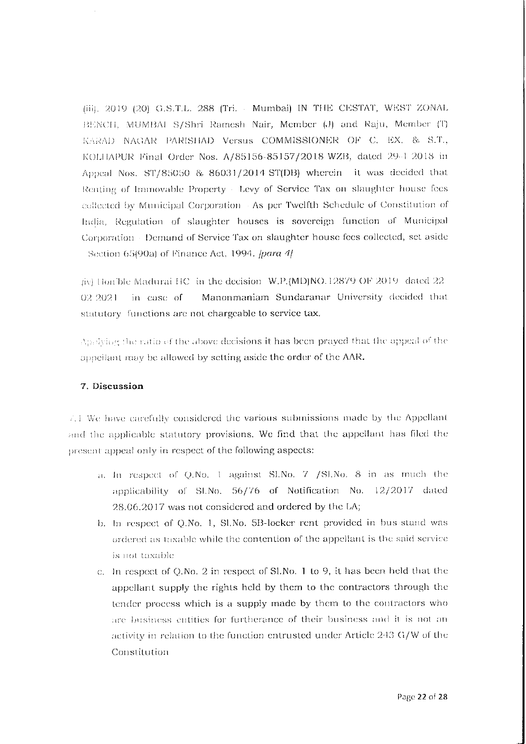(iii). 2019 (20) G.S.T.L. 288 (Tri. - Mumbai) IN THE CESTAT, WEST ZONAL BENCH, MUMBAI S/Shri Ramesh Nair, Member (J) and Raju, Member (T) KARAD NAGAR PARISHAD Versus COMMISSIONER OF C. EX. & S.T., KOLHAPUR Final Order Nos. A/85156-85157/2018 WZB, dated 29-1-2018 in Appeal Nos. ST/85050 & 86031/2014 ST(DB) wherein it was decided that Renting of Immovable Property - Levy of Service Tax on slaughter house fees collected by Municipal Corporation - As per Twelfth Schedule of Constitution of India, Regulation of slaughter houses is sovereign function of Municipal Corporation - Demand of Service Tax on slaughter house fees collected, set aside - Section 65(90a) of Finance Act, 1994. *[para 4]*

(iv) Hon'ble Madurai HC in the decision W.P.(MD)NO.12879 OF 2019 dated 22 02 2021 in case of Manonmaniam Sundaranar University decided that statutory functions are not chargeable to service tax.

Applying the ratio of the above decisions it has been prayed that the appeal of the appellant may be allowed by setting aside the order of the AAR.

**7. Discussion**

7.1 We have carefully considered the various submissions made by the Appellant and the applicable statutory provisions. We find that the appellant has filed the present appeal only in respect of the following aspects:

a. In respect of Q.No. 1 against Sl.No. 7 /Sl.No. 8 in as much the applicability of Sl.No. 56/76 of Notification No. 12/2017 dated 28.06.2017 was not considered and ordered by the LA;

b. In respect of Q.No. 1, Sl.No. 5B-locker rent provided in bus stand was ordered as taxable while the contention of the appellant is the said service is not taxable

c. In respect of Q.No. 2 in respect of Sl.No. 1 to 9, it has been held that the appellant supply the rights held by them to the contractors through the tender process which is a supply made by them to the contractors who are business entities for furtherance of their business and it is not an activity in relation to the function entrusted under Article 243 G/W of the Constitution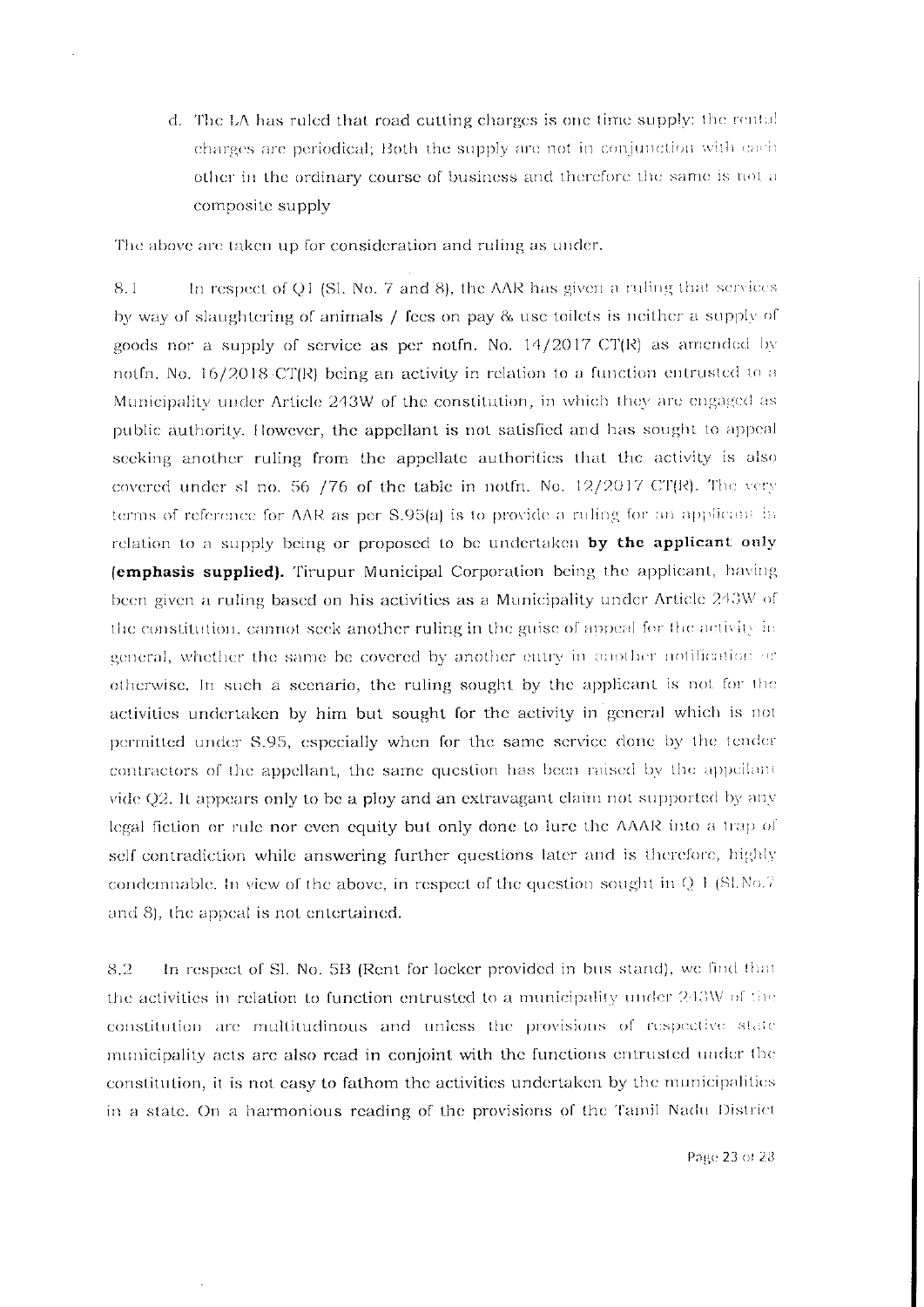d. The LA has ruled that road cutting charges is one time supply; the rental charges are periodical; Both the supply are not in conjunction with each other in the ordinary course of business and therefore the same is not a composite supply

The above are taken up for consideration and ruling as under.

8.1 In respect of Q1 (Sl. No. 7 and 8), the AAR has given a ruling that services by way of slaughtering of animals / fees on pay & use toilets is neither a supply of goods nor a supply of service as per notfn. No. 14/2017 CT(R) as amended by notfn. No. 16/2018 CT(R) being an activity in relation to a function entrusted to a Municipality under Article 243W of the constitution, in which they are engaged as public authority. However, the appellant is not satisfied and has sought to appeal seeking another ruling from the appellate authorities that the activity is also covered under sl no. 56 /76 of the table in notfn. No. 12/2017 CT(R). The very terms of reference for AAR as per S.95(a) is to provide a ruling for an applicant in relation to a supply being or proposed to be undertaken **by the applicant only (emphasis supplied).** Tirupur Municipal Corporation being the applicant, having been given a ruling based on his activities as a Municipality under Article 243W of the constitution, cannot seek another ruling in the guise of appeal for the activity in general, whether the same be covered by another entry in another notification or otherwise. In such a scenario, the ruling sought by the applicant is not for the activities undertaken by him but sought for the activity in general which is not permitted under S.95, especially when for the same service done by the tender contractors of the appellant, the same question has been raised by the appellant vide Q2. It appears only to be a ploy and an extravagant claim not supported by any legal fiction or rule nor even equity but only done to lure the AAAR into a trap of self contradiction while answering further questions later and is therefore, highly condemnable. In view of the above, in respect of the question sought in Q 1 (Sl.No.7 and 8), the appeal is not entertained.

8.2 In respect of Sl. No. 5B (Rent for locker provided in bus stand), we find that the activities in relation to function entrusted to a municipality under 243W of the constitution are multitudinous and unless the provisions of respective state municipality acts are also read in conjoint with the functions entrusted under the constitution, it is not easy to fathom the activities undertaken by the municipalities in a state. On a harmonious reading of the provisions of the Tamil Nadu District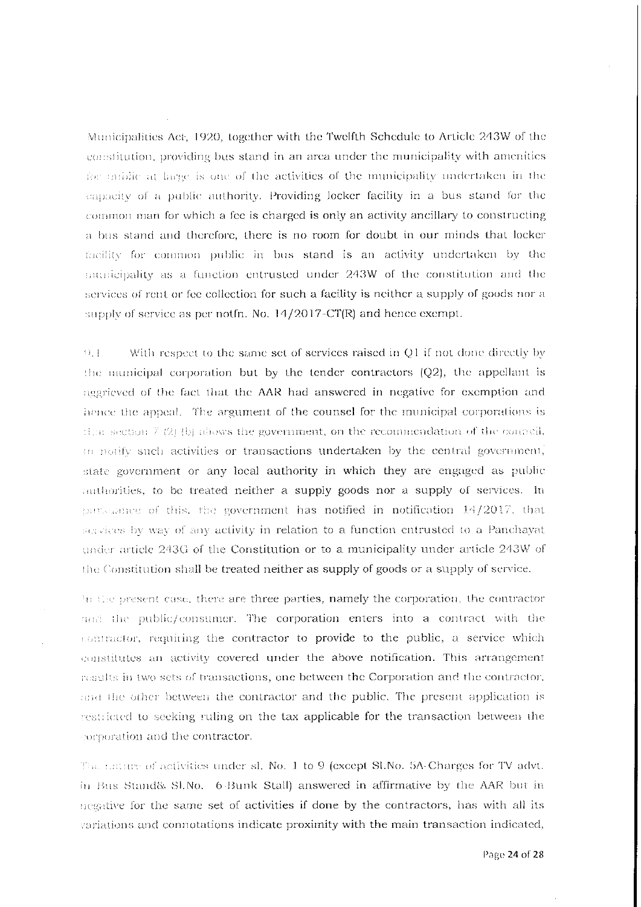Municipalities Act, 1920, together with the Twelfth Schedule to Article 243W of the constitution, providing bus stand in an area under the municipality with amenities for public at large is one of the activities of the municipality undertaken in the capacity of a public authority. Providing locker facility in a bus stand for the common man for which a fee is charged **is** only an activity ancillary to constructing a bus stand and therefore, there is no room for doubt in our minds that locker facility for common public in bus stand is an activity undertaken by the municipality as a function entrusted under 243W of the constitution and the services of rent or fee collection for such a facility is neither a supply of goods nor a supply of service as per notfn. No. 14/2017-CT(R) and hence exempt.

9.1 With respect to the same set of services raised in Q1 if not done directly by the municipal corporation but by the tender contractors (Q2), the appellant is aggrieved of the fact that the AAR had answered in negative for exemption and hence the appeal. The argument of the counsel for the municipal corporations is that section 7 (2) (b) allows the government, on the recommendation of the council, to notify such activities or transactions undertaken by the central government, state government or any local authority in which they are engaged as public authorities, to be treated neither a supply goods nor a supply of services. In pursuance of this, the government has notified in notification 14/2017, that services by way of any activity in relation to a function entrusted to a Panchayat under article 243G of the Constitution or to a municipality under article 243W of the Constitution shall be treated neither as supply of goods or a supply of service.

In the present case, there are three parties, namely the corporation, the contractor and the public/consumer. The corporation enters into a contract with the contractor, requiring the contractor to provide to the public, a service which constitutes an activity covered under the above notification. This arrangement results in two sets of transactions, one between the Corporation and the contractor, and the other between the contractor and the public. The present application is restricted to seeking ruling on the tax applicable for the transaction between the corporation and the contractor.

The nature of activities under sl. No. 1 to 9 (except Sl.No. 5A-Charges for TV advt. in Bus Stand& Sl.No. 6-Bunk Stall) answered in affirmative by the AAR but in negative for the same set of activities if done by the contractors, has with all its variations and connotations indicate proximity with the main transaction indicated,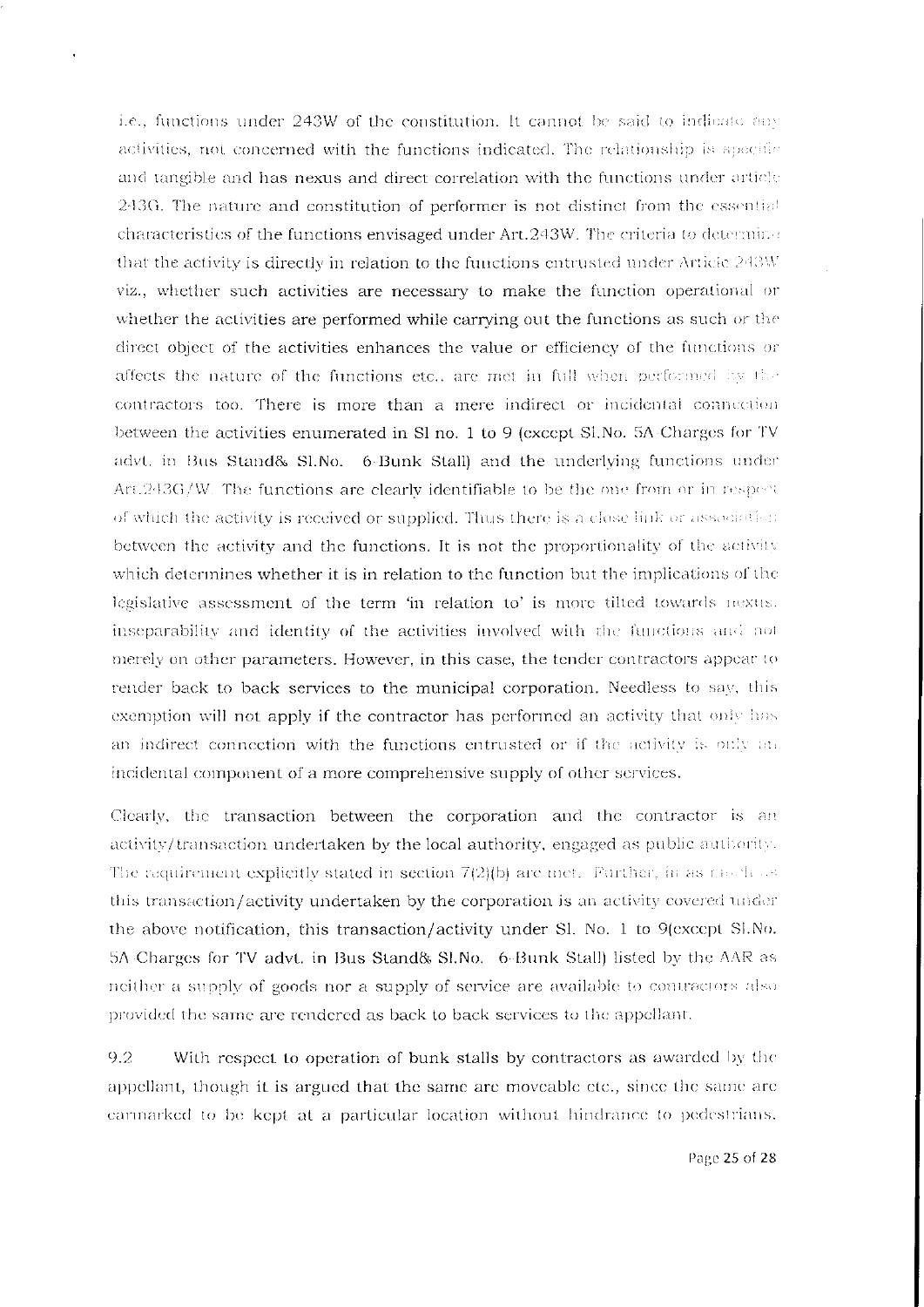i.e., functions under 243W of the constitution. It cannot be said to indicate any activities, not concerned with the functions indicated. The relationship is specific and tangible and has nexus and direct correlation with the functions under article 243G. The nature and constitution of performer is not distinct from the essential characteristics of the functions envisaged under Art.243W. The criteria to determine that the activity is directly in relation to the functions entrusted under Article 243W viz., whether such activities are necessary to make the function operational or whether the activities are performed while carrying out the functions as such or the direct object of the activities enhances the value or efficiency of the functions or affects the nature of the functions etc., are met in full when performed by the contractors too. There is more than a mere indirect or incidental connection between the activities enumerated in Sl no. 1 to 9 (except Sl.No. 5A Charges for TV advt. in Bus Stand& Sl.No. 6-Bunk Stall) and the underlying functions under Art.243G/W. The functions are clearly identifiable to be the one from or in respect of which the activity is received or supplied. Thus there is a close link or association between the activity and the functions. It is not the proportionality of the activity which determines whether it is in relation to the function but the implications of the legislative assessment of the term 'in relation to' is more tilted towards nexus, inseparability and identity of the activities involved with the functions and not merely on other parameters. However, in this case, the tender contractors appear to render back to back services to the municipal corporation. Needless to say, this exemption will not apply if the contractor has performed an activity that only has an indirect connection with the functions entrusted or if the activity is only an incidental component of a more comprehensive supply of other services.

Clearly, the transaction between the corporation and the contractor is an activity/transaction undertaken by the local authority, engaged as public authority. The requirement explicitly stated in section 7(2)(b) are met. Further, in as much as this transaction/activity undertaken by the corporation is an activity covered under the above notification, this transaction/activity under Sl. No. 1 to 9(except Sl.No. 5A Charges for TV advt. in Bus Stand& Sl.No. 6-Bunk Stall) listed by the AAR as neither a supply of goods nor a supply of service are available to contractors also provided the same are rendered as back to back services to the appellant.

9.2 With respect to operation of bunk stalls by contractors as awarded by the appellant, though it is argued that the same are moveable etc., since the same are earmarked to be kept at a particular location without hindrance to pedestrians.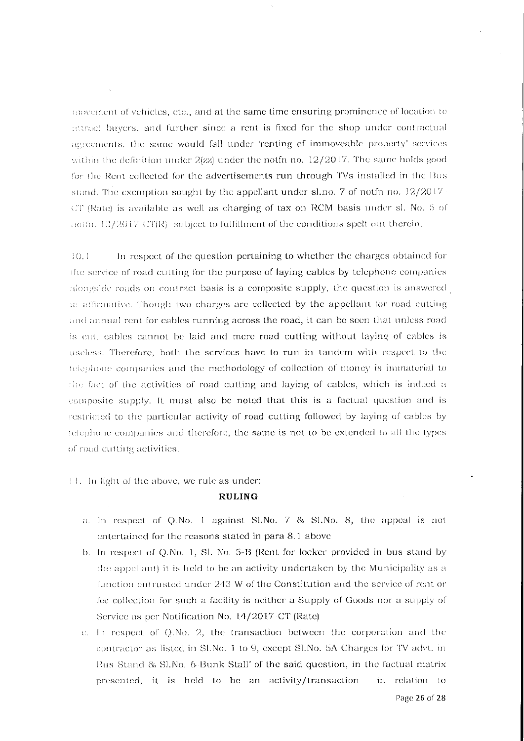movement of vehicles, etc., and at the same time ensuring prominence of location to attract buyers, and further since a rent is fixed for the shop under contractual agreements, the same would fall under 'renting of immoveable property' services within the definition under 2(zz) under the notfn no. 12/2017. The same holds good for the Rent collected for the advertisements run through TVs installed in the Bus stand. The exemption sought by the appellant under sl.no. 7 of notfn no. 12/2017 CT (Rate) is available as well as charging of tax on RCM basis under sl. No. 5 of notfn. 13/2017 CT(R) subject to fulfillment of the conditions spelt out therein.

10.1 In respect of the question pertaining to whether the charges obtained for the service of road cutting for the purpose of laying cables by telephone companies alongside roads on contract basis is a composite supply, the question is answered in affirmative. Though two charges are collected by the appellant for road cutting and annual rent for cables running across the road, it can be seen that unless road is cut, cables cannot be laid and mere road cutting without laying of cables is useless. Therefore, both the services have to run in tandem with respect to the telephone companies and the methodology of collection of money is immaterial to the fact of the activities of road cutting and laying of cables, which is indeed a composite supply. It must also be noted that this is a factual question and is restricted to the particular activity of road cutting followed by laying of cables by telephone companies and therefore, the same is not to be extended to all the types of road cutting activities.

11. In light of the above, we rule as under:

## RULING

a. In respect of Q.No. 1 against Sl.No. 7 & Sl.No. 8, the appeal is not entertained for the reasons stated in para 8.1 above

b. In respect of Q.No. 1, Sl. No. 5-B (Rent for locker provided in bus stand by the appellant) it is held to be an activity undertaken by the Municipality as a function entrusted under 243 W of the Constitution and the service of rent or fee collection for such a facility is neither a Supply of Goods nor a supply of Service as per Notification No. 14/2017 CT (Rate)

c. In respect of Q.No. 2, the transaction between the corporation and the contractor as listed in Sl.No. 1 to 9, except Sl.No. 5A Charges for TV advt. in Bus Stand & Sl.No. 6-Bunk Stall' of the said question, in the factual matrix presented, it is held to be an activity/transaction in relation to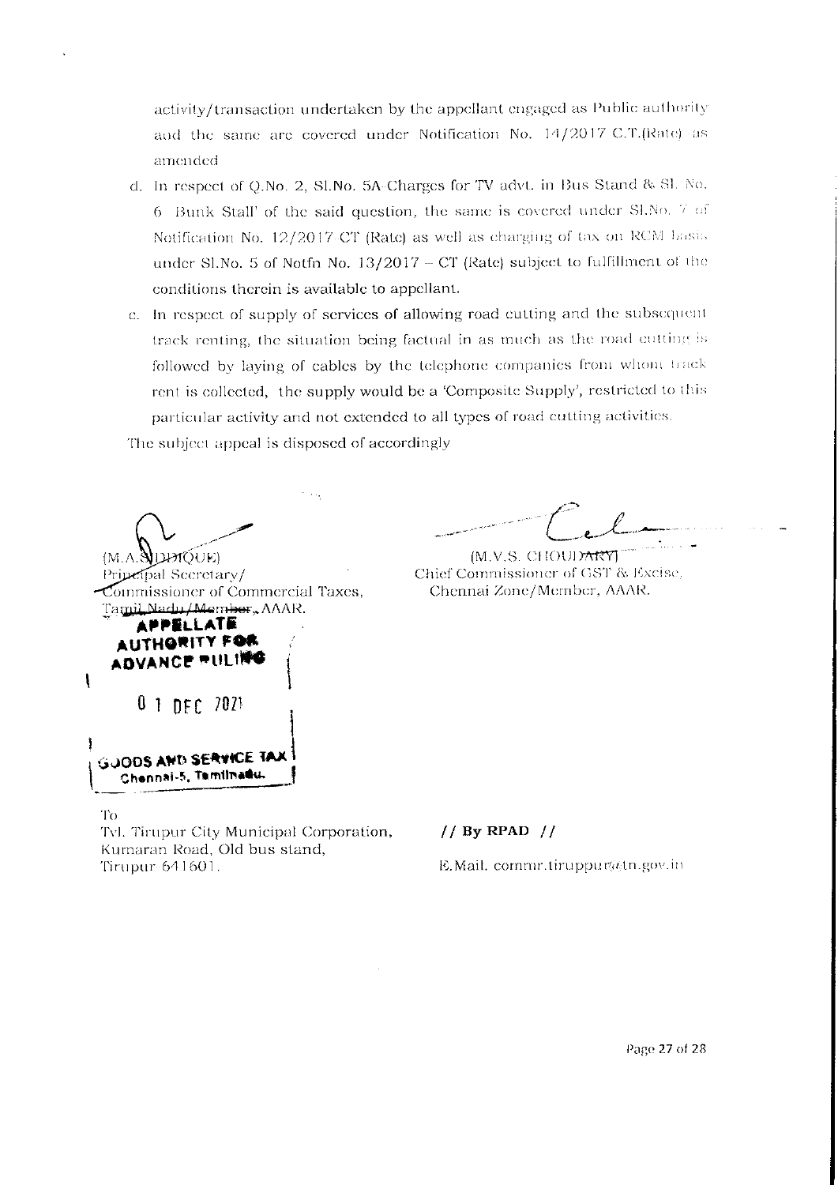activity/transaction undertaken by the appellant engaged as Public authority and the same are covered under Notification No. 14/2017 C.T.(Rate) as amended

d. In respect of Q.No. 2, Sl.No. 5A-Charges for TV advt. in Bus Stand & Sl. No. 6 Bunk Stall' of the said question, the same is covered under Sl.No. 7 of Notification No. 12/2017 CT (Rate) as well as charging of tax on RCM basis under Sl.No. 5 of Notfn No. 13/2017 – CT (Rate) subject to fulfillment of the conditions therein is available to appellant.

e. In respect of supply of services of allowing road cutting and the subsequent track renting, the situation being factual in as much as the road cutting is followed by laying of cables by the telephone companies from whom track rent is collected, the supply would be a 'Composite Supply', restricted to this particular activity and not extended to all types of road cutting activities.

The subject appeal is disposed of accordingly

(M.A. SIDDIQUE)
Principal Secretary/
Commissioner of Commercial Taxes,
Tamil Nadu/Member, AAAR.

(M.V.S. CHOUDARY)
Chief Commissioner of GST & Excise,
Chennai Zone/Member, AAAR.

APPELLATE AUTHORITY FOR ADVANCE RULING
01 DEC 2021
GOODS AND SERVICE TAX
Chennai-5, Tamilnadu.

To
Tvl. Tirupur City Municipal Corporation,
Kumaran Road, Old bus stand,
Tirupur 641601.

// By RPAD //

E.Mail. commr.tiruppur@tn.gov.in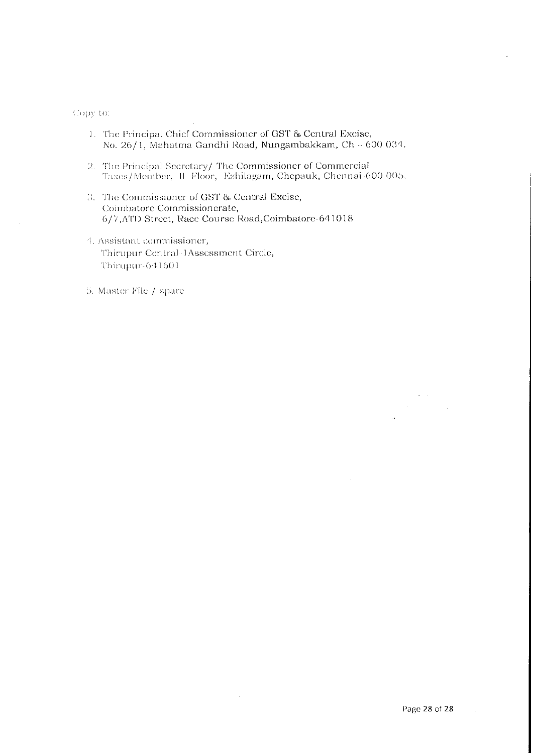Copy to:

1. The Principal Chief Commissioner of GST & Central Excise, No. 26/1, Mahatma Gandhi Road, Nungambakkam, Ch – 600 034.

2. The Principal Secretary/ The Commissioner of Commercial Taxes/Member, II Floor, Ezhilagam, Chepauk, Chennai 600 005.

3. The Commissioner of GST & Central Excise, Coimbatore Commissionerate, 6/7,ATD Street, Race Course Road,Coimbatore-641018

4. Assistant commissioner, Thirupur Central-I Assessment Circle, Thirupur-641601

5. Master File / spare